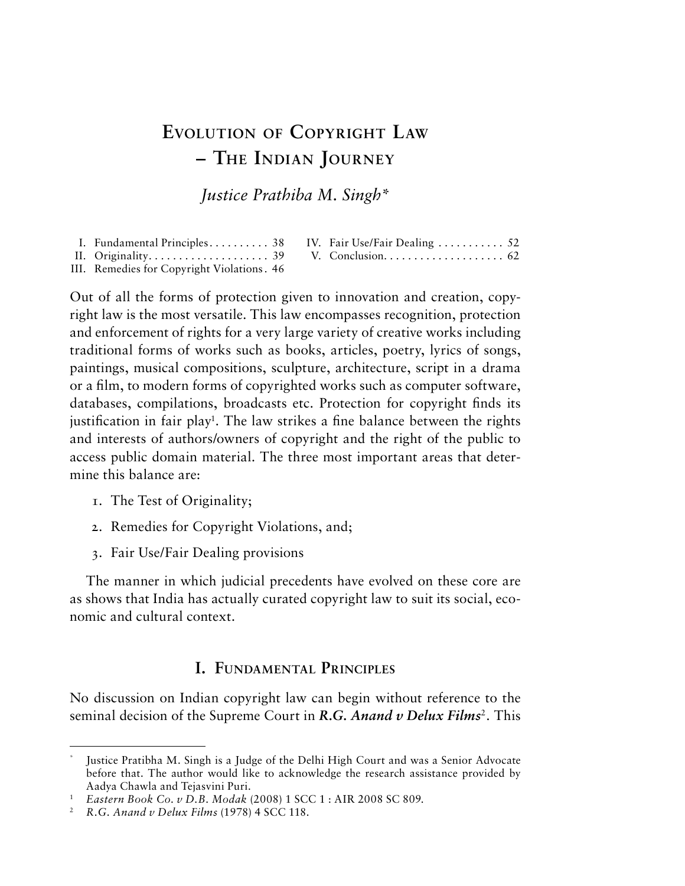# Evolution of Copyright Law – The Indian Journey

*Justice Prathiba M. Singh**

| | | | |
|---|---|---|---|
| I. Fundamental Principles | 38 | IV. Fair Use/Fair Dealing | 52 |
| II. Originality | 39 | V. Conclusion | 62 |
| III. Remedies for Copyright Violations | 46 | | |

Out of all the forms of protection given to innovation and creation, copyright law is the most versatile. This law encompasses recognition, protection and enforcement of rights for a very large variety of creative works including traditional forms of works such as books, articles, poetry, lyrics of songs, paintings, musical compositions, sculpture, architecture, script in a drama or a film, to modern forms of copyrighted works such as computer software, databases, compilations, broadcasts etc. Protection for copyright finds its justification in fair play[1]. The law strikes a fine balance between the rights and interests of authors/owners of copyright and the right of the public to access public domain material. The three most important areas that determine this balance are:

1. The Test of Originality;
2. Remedies for Copyright Violations, and;
3. Fair Use/Fair Dealing provisions

The manner in which judicial precedents have evolved on these core are as shows that India has actually curated copyright law to suit its social, economic and cultural context.

## I. Fundamental Principles

No discussion on Indian copyright law can begin without reference to the seminal decision of the Supreme Court in ***R.G. Anand v Delux Films***[2]. This

---

\* Justice Pratibha M. Singh is a Judge of the Delhi High Court and was a Senior Advocate before that. The author would like to acknowledge the research assistance provided by Aadya Chawla and Tejasvini Puri.

[1] *Eastern Book Co. v D.B. Modak* (2008) 1 SCC 1 : AIR 2008 SC 809.

[2] *R.G. Anand v Delux Films* (1978) 4 SCC 118.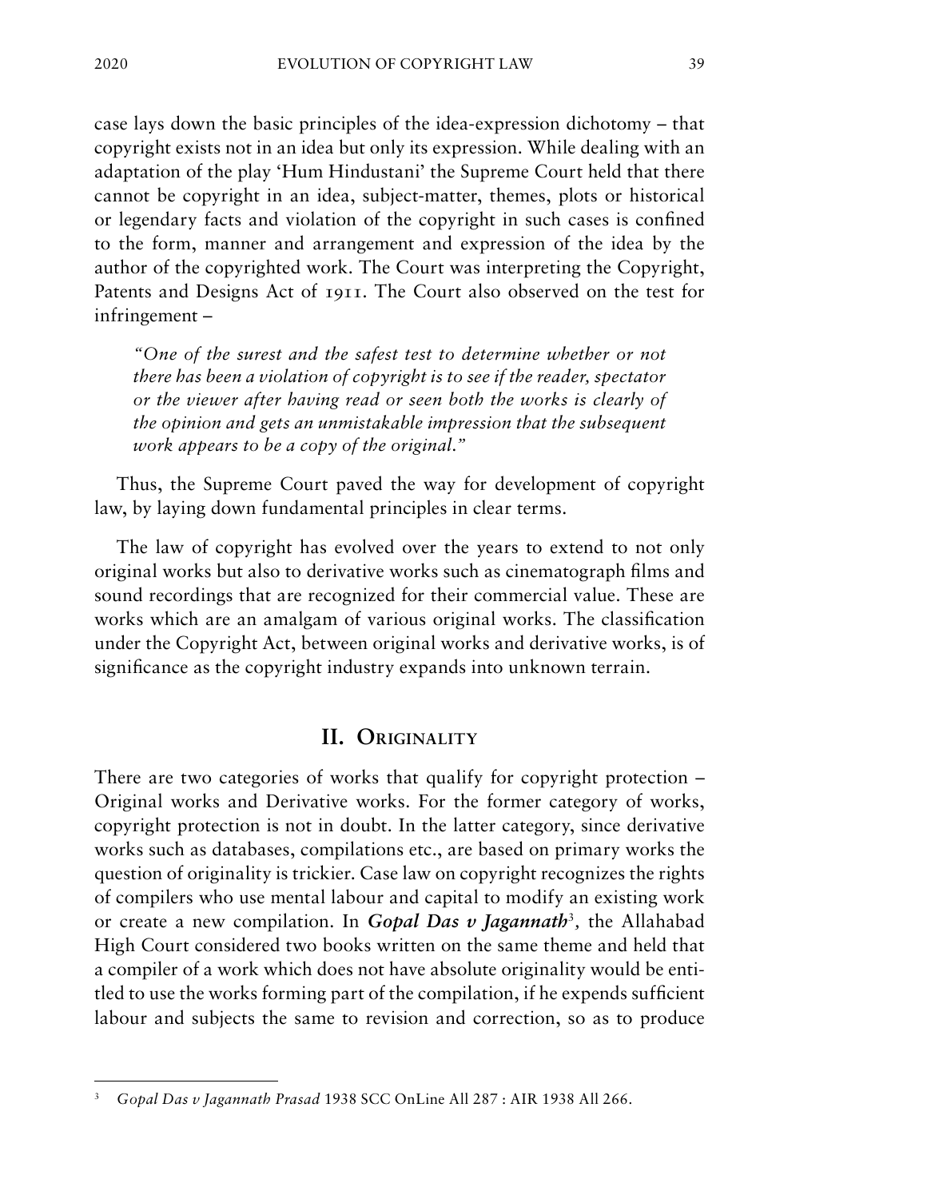case lays down the basic principles of the idea-expression dichotomy – that copyright exists not in an idea but only its expression. While dealing with an adaptation of the play 'Hum Hindustani' the Supreme Court held that there cannot be copyright in an idea, subject-matter, themes, plots or historical or legendary facts and violation of the copyright in such cases is confined to the form, manner and arrangement and expression of the idea by the author of the copyrighted work. The Court was interpreting the Copyright, Patents and Designs Act of 1911. The Court also observed on the test for infringement –

> *"One of the surest and the safest test to determine whether or not there has been a violation of copyright is to see if the reader, spectator or the viewer after having read or seen both the works is clearly of the opinion and gets an unmistakable impression that the subsequent work appears to be a copy of the original."*

Thus, the Supreme Court paved the way for development of copyright law, by laying down fundamental principles in clear terms.

The law of copyright has evolved over the years to extend to not only original works but also to derivative works such as cinematograph films and sound recordings that are recognized for their commercial value. These are works which are an amalgam of various original works. The classification under the Copyright Act, between original works and derivative works, is of significance as the copyright industry expands into unknown terrain.

## II. Originality

There are two categories of works that qualify for copyright protection – Original works and Derivative works. For the former category of works, copyright protection is not in doubt. In the latter category, since derivative works such as databases, compilations etc., are based on primary works the question of originality is trickier. Case law on copyright recognizes the rights of compilers who use mental labour and capital to modify an existing work or create a new compilation. In ***Gopal Das v Jagannath***[3], the Allahabad High Court considered two books written on the same theme and held that a compiler of a work which does not have absolute originality would be entitled to use the works forming part of the compilation, if he expends sufficient labour and subjects the same to revision and correction, so as to produce

---

[3] *Gopal Das v Jagannath Prasad* 1938 SCC OnLine All 287 : AIR 1938 All 266.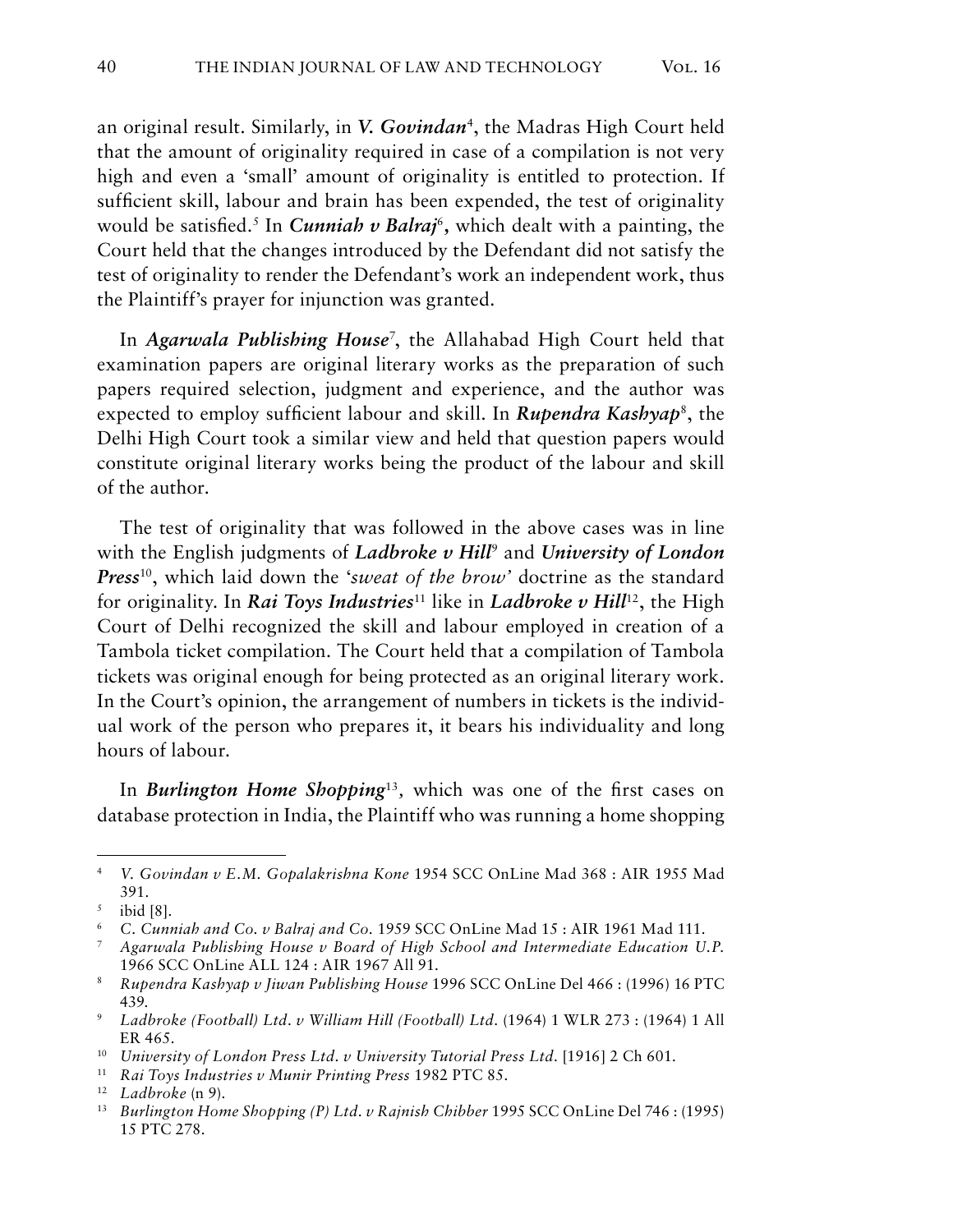an original result. Similarly, in ***V. Govindan***[4], the Madras High Court held that the amount of originality required in case of a compilation is not very high and even a 'small' amount of originality is entitled to protection. If sufficient skill, labour and brain has been expended, the test of originality would be satisfied.[5] In ***Cunniah v Balraj***[6], which dealt with a painting, the Court held that the changes introduced by the Defendant did not satisfy the test of originality to render the Defendant's work an independent work, thus the Plaintiff's prayer for injunction was granted.

In ***Agarwala Publishing House***[7], the Allahabad High Court held that examination papers are original literary works as the preparation of such papers required selection, judgment and experience, and the author was expected to employ sufficient labour and skill. In ***Rupendra Kashyap***[8], the Delhi High Court took a similar view and held that question papers would constitute original literary works being the product of the labour and skill of the author.

The test of originality that was followed in the above cases was in line with the English judgments of ***Ladbroke v Hill***[9] and ***University of London Press***[10], which laid down the '*sweat of the brow*' doctrine as the standard for originality. In ***Rai Toys Industries***[11] like in ***Ladbroke v Hill***[12], the High Court of Delhi recognized the skill and labour employed in creation of a Tambola ticket compilation. The Court held that a compilation of Tambola tickets was original enough for being protected as an original literary work. In the Court's opinion, the arrangement of numbers in tickets is the individual work of the person who prepares it, it bears his individuality and long hours of labour.

In ***Burlington Home Shopping***[13], which was one of the first cases on database protection in India, the Plaintiff who was running a home shopping

---

[4] *V. Govindan v E.M. Gopalakrishna Kone* 1954 SCC OnLine Mad 368 : AIR 1955 Mad 391.

[5] ibid [8].

[6] *C. Cunniah and Co. v Balraj and Co.* 1959 SCC OnLine Mad 15 : AIR 1961 Mad 111.

[7] *Agarwala Publishing House v Board of High School and Intermediate Education U.P.* 1966 SCC OnLine ALL 124 : AIR 1967 All 91.

[8] *Rupendra Kashyap v Jiwan Publishing House* 1996 SCC OnLine Del 466 : (1996) 16 PTC 439.

[9] *Ladbroke (Football) Ltd. v William Hill (Football) Ltd.* (1964) 1 WLR 273 : (1964) 1 All ER 465.

[10] *University of London Press Ltd. v University Tutorial Press Ltd.* [1916] 2 Ch 601.

[11] *Rai Toys Industries v Munir Printing Press* 1982 PTC 85.

[12] *Ladbroke* (n 9).

[13] *Burlington Home Shopping (P) Ltd. v Rajnish Chibber* 1995 SCC OnLine Del 746 : (1995) 15 PTC 278.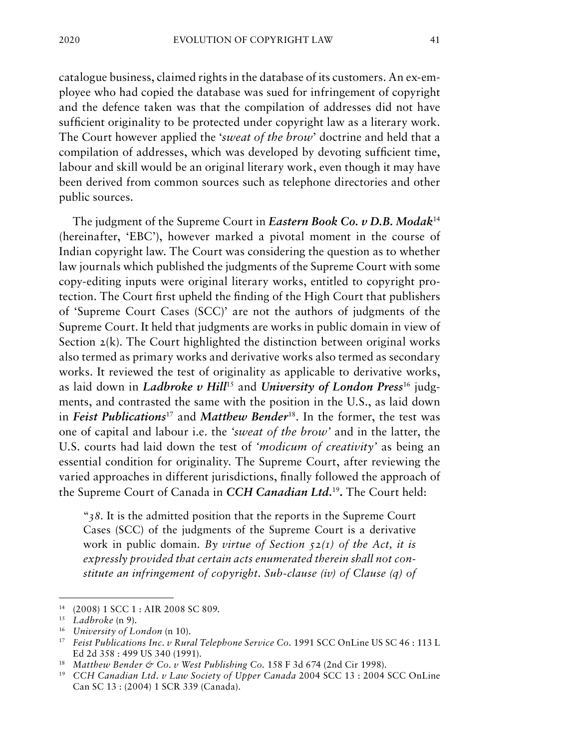catalogue business, claimed rights in the database of its customers. An ex-employee who had copied the database was sued for infringement of copyright and the defence taken was that the compilation of addresses did not have sufficient originality to be protected under copyright law as a literary work. The Court however applied the '*sweat of the brow*' doctrine and held that a compilation of addresses, which was developed by devoting sufficient time, labour and skill would be an original literary work, even though it may have been derived from common sources such as telephone directories and other public sources.

The judgment of the Supreme Court in ***Eastern Book Co. v D.B. Modak***[14] (hereinafter, 'EBC'), however marked a pivotal moment in the course of Indian copyright law. The Court was considering the question as to whether law journals which published the judgments of the Supreme Court with some copy-editing inputs were original literary works, entitled to copyright protection. The Court first upheld the finding of the High Court that publishers of 'Supreme Court Cases (SCC)' are not the authors of judgments of the Supreme Court. It held that judgments are works in public domain in view of Section 2(k). The Court highlighted the distinction between original works also termed as primary works and derivative works also termed as secondary works. It reviewed the test of originality as applicable to derivative works, as laid down in ***Ladbroke v Hill***[15] and ***University of London Press***[16] judgments, and contrasted the same with the position in the U.S., as laid down in ***Feist Publications***[17] and ***Matthew Bender***[18]. In the former, the test was one of capital and labour i.e. the '*sweat of the brow*' and in the latter, the U.S. courts had laid down the test of '*modicum of creativity*' as being an essential condition for originality. The Supreme Court, after reviewing the varied approaches in different jurisdictions, finally followed the approach of the Supreme Court of Canada in ***CCH Canadian Ltd.***[19]. The Court held:

> "*38.* It is the admitted position that the reports in the Supreme Court Cases (SCC) of the judgments of the Supreme Court is a derivative work in public domain. *By virtue of Section 52(1) of the Act, it is expressly provided that certain acts enumerated therein shall not constitute an infringement of copyright. Sub-clause (iv) of Clause (q) of*

---

[14] (2008) 1 SCC 1 : AIR 2008 SC 809.

[15] *Ladbroke* (n 9).

[16] *University of London* (n 10).

[17] *Feist Publications Inc. v Rural Telephone Service Co.* 1991 SCC OnLine US SC 46 : 113 L Ed 2d 358 : 499 US 340 (1991).

[18] *Matthew Bender & Co. v West Publishing Co.* 158 F 3d 674 (2nd Cir 1998).

[19] *CCH Canadian Ltd. v Law Society of Upper Canada* 2004 SCC 13 : 2004 SCC OnLine Can SC 13 : (2004) 1 SCR 339 (Canada).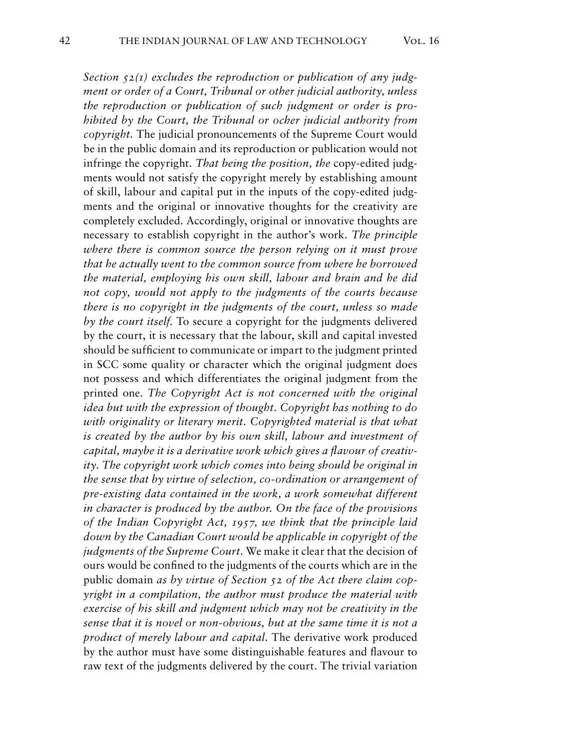*Section 52(1) excludes the reproduction or publication of any judgment or order of a Court, Tribunal or other judicial authority, unless the reproduction or publication of such judgment or order is prohibited by the Court, the Tribunal or ocher judicial authority from copyright.* The judicial pronouncements of the Supreme Court would be in the public domain and its reproduction or publication would not infringe the copyright. *That being the position, the* copy-edited judgments would not satisfy the copyright merely by establishing amount of skill, labour and capital put in the inputs of the copy-edited judgments and the original or innovative thoughts for the creativity are completely excluded. Accordingly, original or innovative thoughts are necessary to establish copyright in the author's work. *The principle where there is common source the person relying on it must prove that he actually went to the common source from where he borrowed the material, employing his own skill, labour and brain and he did not copy, would not apply to the judgments of the courts because there is no copyright in the judgments of the court, unless so made by the court itself.* To secure a copyright for the judgments delivered by the court, it is necessary that the labour, skill and capital invested should be sufficient to communicate or impart to the judgment printed in SCC some quality or character which the original judgment does not possess and which differentiates the original judgment from the printed one. *The Copyright Act is not concerned with the original idea but with the expression of thought. Copyright has nothing to do with originality or literary merit. Copyrighted material is that what is created by the author by his own skill, labour and investment of capital, maybe it is a derivative work which gives a flavour of creativity. The copyright work which comes into being should be original in the sense that by virtue of selection, co-ordination or arrangement of pre-existing data contained in the work, a work somewhat different in character is produced by the author. On the face of the provisions of the Indian Copyright Act, 1957, we think that the principle laid down by the Canadian Court would be applicable in copyright of the judgments of the Supreme Court.* We make it clear that the decision of ours would be confined to the judgments of the courts which are in the public domain *as by virtue of Section 52 of the Act there claim copyright in a compilation, the author must produce the material with exercise of his skill and judgment which may not be creativity in the sense that it is novel or non-obvious, but at the same time it is not a product of merely labour and capital.* The derivative work produced by the author must have some distinguishable features and flavour to raw text of the judgments delivered by the court. The trivial variation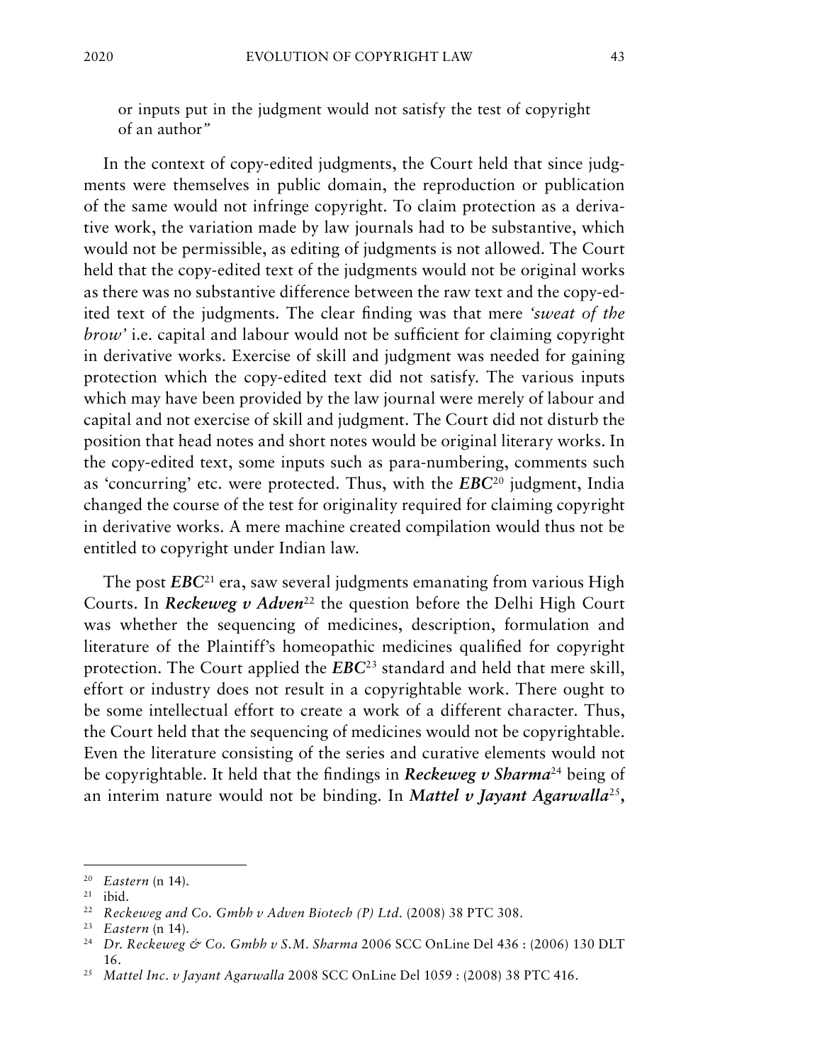or inputs put in the judgment would not satisfy the test of copyright of an author"

In the context of copy-edited judgments, the Court held that since judgments were themselves in public domain, the reproduction or publication of the same would not infringe copyright. To claim protection as a derivative work, the variation made by law journals had to be substantive, which would not be permissible, as editing of judgments is not allowed. The Court held that the copy-edited text of the judgments would not be original works as there was no substantive difference between the raw text and the copy-edited text of the judgments. The clear finding was that mere *'sweat of the brow'* i.e. capital and labour would not be sufficient for claiming copyright in derivative works. Exercise of skill and judgment was needed for gaining protection which the copy-edited text did not satisfy. The various inputs which may have been provided by the law journal were merely of labour and capital and not exercise of skill and judgment. The Court did not disturb the position that head notes and short notes would be original literary works. In the copy-edited text, some inputs such as para-numbering, comments such as 'concurring' etc. were protected. Thus, with the ***EBC***[20] judgment, India changed the course of the test for originality required for claiming copyright in derivative works. A mere machine created compilation would thus not be entitled to copyright under Indian law.

The post ***EBC***[21] era, saw several judgments emanating from various High Courts. In ***Reckeweg v Adven***[22] the question before the Delhi High Court was whether the sequencing of medicines, description, formulation and literature of the Plaintiff's homeopathic medicines qualified for copyright protection. The Court applied the ***EBC***[23] standard and held that mere skill, effort or industry does not result in a copyrightable work. There ought to be some intellectual effort to create a work of a different character. Thus, the Court held that the sequencing of medicines would not be copyrightable. Even the literature consisting of the series and curative elements would not be copyrightable. It held that the findings in ***Reckeweg v Sharma***[24] being of an interim nature would not be binding. In ***Mattel v Jayant Agarwalla***[25],

---

[20] *Eastern* (n 14).

[21] ibid.

[22] *Reckeweg and Co. Gmbh v Adven Biotech (P) Ltd.* (2008) 38 PTC 308.

[23] *Eastern* (n 14).

[24] *Dr. Reckeweg & Co. Gmbh v S.M. Sharma* 2006 SCC OnLine Del 436 : (2006) 130 DLT 16.

[25] *Mattel Inc. v Jayant Agarwalla* 2008 SCC OnLine Del 1059 : (2008) 38 PTC 416.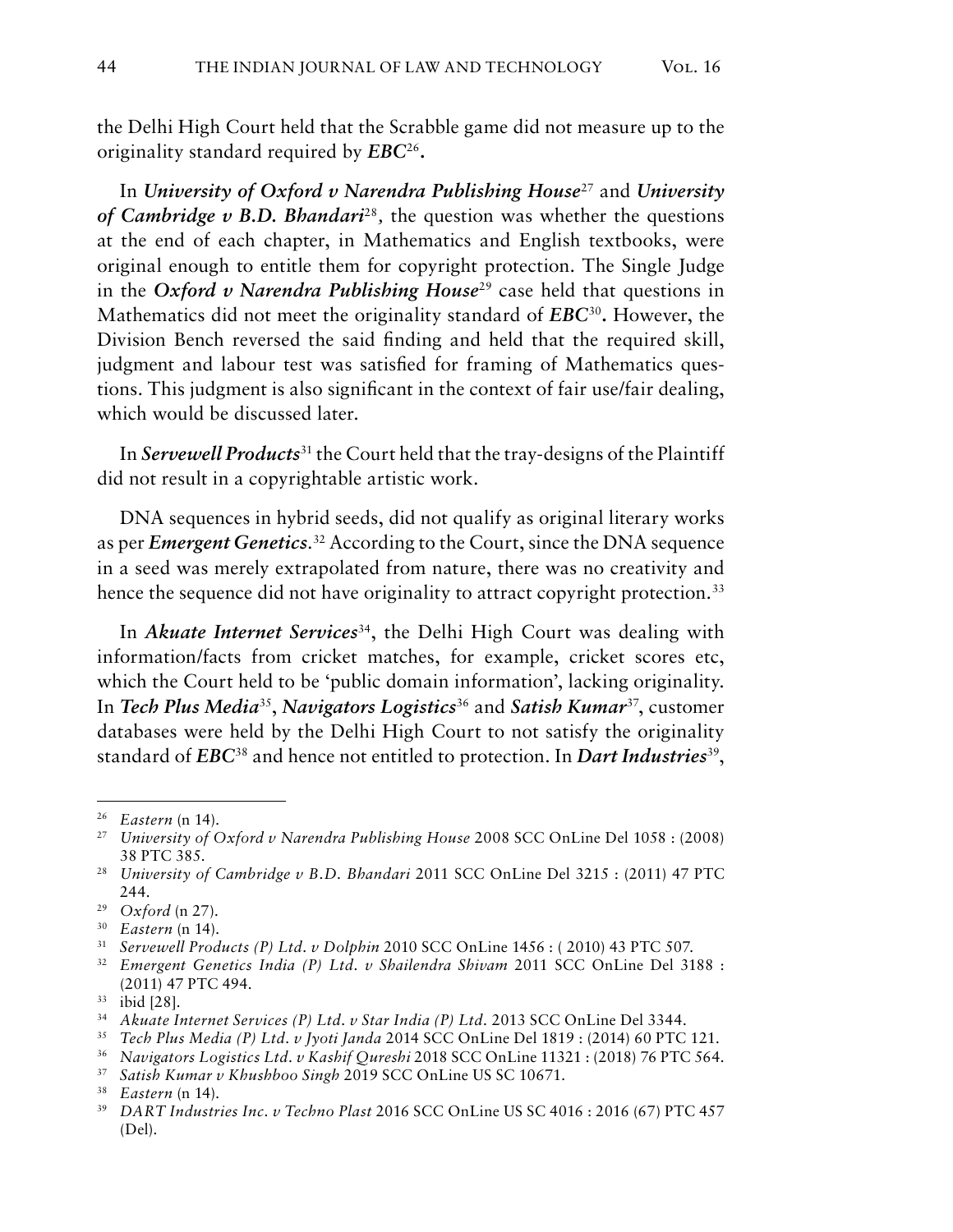the Delhi High Court held that the Scrabble game did not measure up to the originality standard required by ***EBC***[26]**.**

In ***University of Oxford v Narendra Publishing House***[27] and ***University of Cambridge v B.D. Bhandari***[28], the question was whether the questions at the end of each chapter, in Mathematics and English textbooks, were original enough to entitle them for copyright protection. The Single Judge in the ***Oxford v Narendra Publishing House***[29] case held that questions in Mathematics did not meet the originality standard of ***EBC***[30]**.** However, the Division Bench reversed the said finding and held that the required skill, judgment and labour test was satisfied for framing of Mathematics questions. This judgment is also significant in the context of fair use/fair dealing, which would be discussed later.

In ***Servewell Products***[31] the Court held that the tray-designs of the Plaintiff did not result in a copyrightable artistic work.

DNA sequences in hybrid seeds, did not qualify as original literary works as per ***Emergent Genetics***.[32] According to the Court, since the DNA sequence in a seed was merely extrapolated from nature, there was no creativity and hence the sequence did not have originality to attract copyright protection.[33]

In ***Akuate Internet Services***[34], the Delhi High Court was dealing with information/facts from cricket matches, for example, cricket scores etc, which the Court held to be 'public domain information', lacking originality. In ***Tech Plus Media***[35], ***Navigators Logistics***[36] and ***Satish Kumar***[37], customer databases were held by the Delhi High Court to not satisfy the originality standard of ***EBC***[38] and hence not entitled to protection. In ***Dart Industries***[39],

---

[26] *Eastern* (n 14).

[27] *University of Oxford v Narendra Publishing House* 2008 SCC OnLine Del 1058 : (2008) 38 PTC 385.

[28] *University of Cambridge v B.D. Bhandari* 2011 SCC OnLine Del 3215 : (2011) 47 PTC 244.

[29] *Oxford* (n 27).

[30] *Eastern* (n 14).

[31] *Servewell Products (P) Ltd. v Dolphin* 2010 SCC OnLine 1456 : ( 2010) 43 PTC 507.

[32] *Emergent Genetics India (P) Ltd. v Shailendra Shivam* 2011 SCC OnLine Del 3188 : (2011) 47 PTC 494.

[33] ibid [28].

[34] *Akuate Internet Services (P) Ltd. v Star India (P) Ltd.* 2013 SCC OnLine Del 3344.

[35] *Tech Plus Media (P) Ltd. v Jyoti Janda* 2014 SCC OnLine Del 1819 : (2014) 60 PTC 121.

[36] *Navigators Logistics Ltd. v Kashif Qureshi* 2018 SCC OnLine 11321 : (2018) 76 PTC 564.

[37] *Satish Kumar v Khushboo Singh* 2019 SCC OnLine US SC 10671.

[38] *Eastern* (n 14).

[39] *DART Industries Inc. v Techno Plast* 2016 SCC OnLine US SC 4016 : 2016 (67) PTC 457 (Del).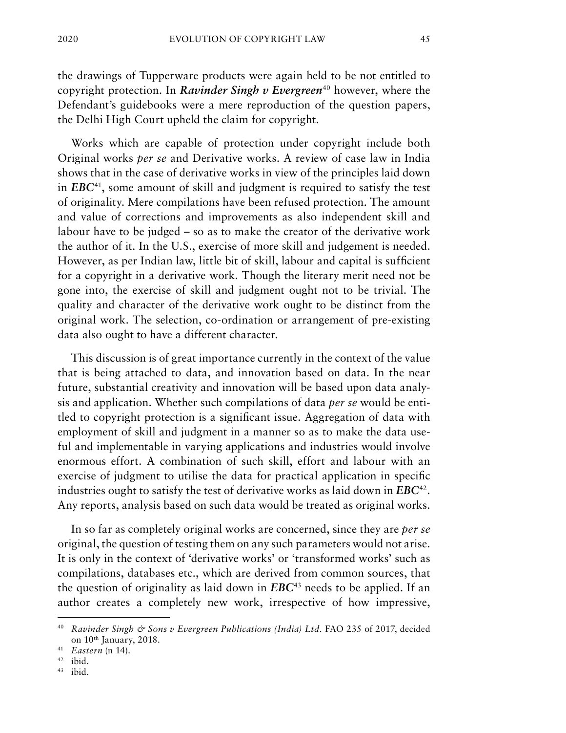the drawings of Tupperware products were again held to be not entitled to copyright protection. In ***Ravinder Singh v Evergreen***[40] however, where the Defendant's guidebooks were a mere reproduction of the question papers, the Delhi High Court upheld the claim for copyright.

Works which are capable of protection under copyright include both Original works *per se* and Derivative works. A review of case law in India shows that in the case of derivative works in view of the principles laid down in ***EBC***[41], some amount of skill and judgment is required to satisfy the test of originality. Mere compilations have been refused protection. The amount and value of corrections and improvements as also independent skill and labour have to be judged – so as to make the creator of the derivative work the author of it. In the U.S., exercise of more skill and judgement is needed. However, as per Indian law, little bit of skill, labour and capital is sufficient for a copyright in a derivative work. Though the literary merit need not be gone into, the exercise of skill and judgment ought not to be trivial. The quality and character of the derivative work ought to be distinct from the original work. The selection, co-ordination or arrangement of pre-existing data also ought to have a different character.

This discussion is of great importance currently in the context of the value that is being attached to data, and innovation based on data. In the near future, substantial creativity and innovation will be based upon data analysis and application. Whether such compilations of data *per se* would be entitled to copyright protection is a significant issue. Aggregation of data with employment of skill and judgment in a manner so as to make the data useful and implementable in varying applications and industries would involve enormous effort. A combination of such skill, effort and labour with an exercise of judgment to utilise the data for practical application in specific industries ought to satisfy the test of derivative works as laid down in ***EBC***[42]. Any reports, analysis based on such data would be treated as original works.

In so far as completely original works are concerned, since they are *per se* original, the question of testing them on any such parameters would not arise. It is only in the context of 'derivative works' or 'transformed works' such as compilations, databases etc., which are derived from common sources, that the question of originality as laid down in ***EBC***[43] needs to be applied. If an author creates a completely new work, irrespective of how impressive,

---

[40] *Ravinder Singh & Sons v Evergreen Publications (India) Ltd.* FAO 235 of 2017, decided on 10th January, 2018.

[41] *Eastern* (n 14).

[42] ibid.

[43] ibid.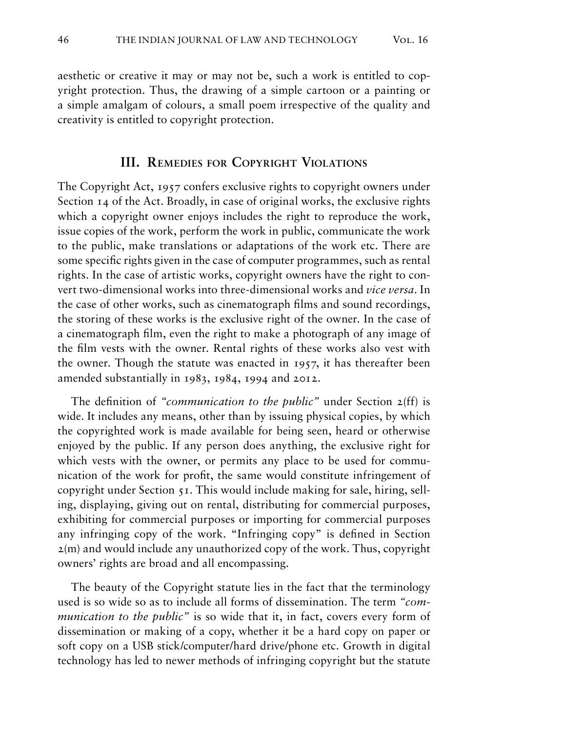aesthetic or creative it may or may not be, such a work is entitled to copyright protection. Thus, the drawing of a simple cartoon or a painting or a simple amalgam of colours, a small poem irrespective of the quality and creativity is entitled to copyright protection.

## III. Remedies for Copyright Violations

The Copyright Act, 1957 confers exclusive rights to copyright owners under Section 14 of the Act. Broadly, in case of original works, the exclusive rights which a copyright owner enjoys includes the right to reproduce the work, issue copies of the work, perform the work in public, communicate the work to the public, make translations or adaptations of the work etc. There are some specific rights given in the case of computer programmes, such as rental rights. In the case of artistic works, copyright owners have the right to convert two-dimensional works into three-dimensional works and *vice versa*. In the case of other works, such as cinematograph films and sound recordings, the storing of these works is the exclusive right of the owner. In the case of a cinematograph film, even the right to make a photograph of any image of the film vests with the owner. Rental rights of these works also vest with the owner. Though the statute was enacted in 1957, it has thereafter been amended substantially in 1983, 1984, 1994 and 2012.

The definition of *"communication to the public"* under Section 2(ff) is wide. It includes any means, other than by issuing physical copies, by which the copyrighted work is made available for being seen, heard or otherwise enjoyed by the public. If any person does anything, the exclusive right for which vests with the owner, or permits any place to be used for communication of the work for profit, the same would constitute infringement of copyright under Section 51. This would include making for sale, hiring, selling, displaying, giving out on rental, distributing for commercial purposes, exhibiting for commercial purposes or importing for commercial purposes any infringing copy of the work. "Infringing copy" is defined in Section 2(m) and would include any unauthorized copy of the work. Thus, copyright owners' rights are broad and all encompassing.

The beauty of the Copyright statute lies in the fact that the terminology used is so wide so as to include all forms of dissemination. The term *"communication to the public"* is so wide that it, in fact, covers every form of dissemination or making of a copy, whether it be a hard copy on paper or soft copy on a USB stick/computer/hard drive/phone etc. Growth in digital technology has led to newer methods of infringing copyright but the statute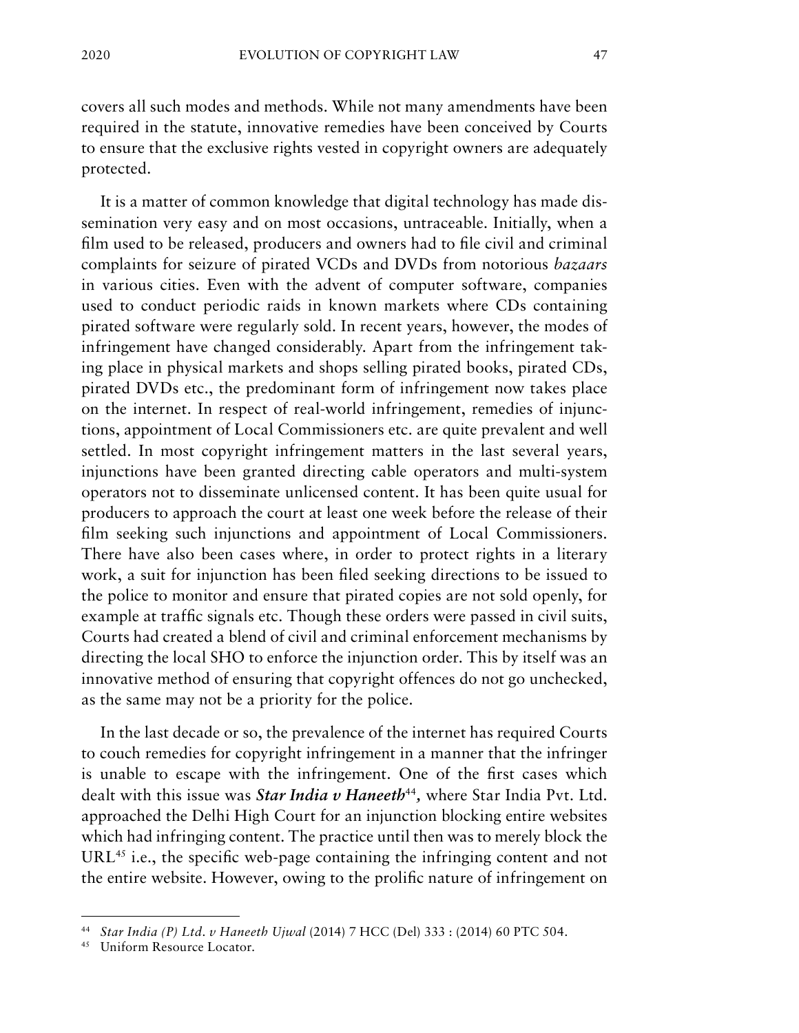covers all such modes and methods. While not many amendments have been required in the statute, innovative remedies have been conceived by Courts to ensure that the exclusive rights vested in copyright owners are adequately protected.

It is a matter of common knowledge that digital technology has made dissemination very easy and on most occasions, untraceable. Initially, when a film used to be released, producers and owners had to file civil and criminal complaints for seizure of pirated VCDs and DVDs from notorious *bazaars* in various cities. Even with the advent of computer software, companies used to conduct periodic raids in known markets where CDs containing pirated software were regularly sold. In recent years, however, the modes of infringement have changed considerably. Apart from the infringement taking place in physical markets and shops selling pirated books, pirated CDs, pirated DVDs etc., the predominant form of infringement now takes place on the internet. In respect of real-world infringement, remedies of injunctions, appointment of Local Commissioners etc. are quite prevalent and well settled. In most copyright infringement matters in the last several years, injunctions have been granted directing cable operators and multi-system operators not to disseminate unlicensed content. It has been quite usual for producers to approach the court at least one week before the release of their film seeking such injunctions and appointment of Local Commissioners. There have also been cases where, in order to protect rights in a literary work, a suit for injunction has been filed seeking directions to be issued to the police to monitor and ensure that pirated copies are not sold openly, for example at traffic signals etc. Though these orders were passed in civil suits, Courts had created a blend of civil and criminal enforcement mechanisms by directing the local SHO to enforce the injunction order. This by itself was an innovative method of ensuring that copyright offences do not go unchecked, as the same may not be a priority for the police.

In the last decade or so, the prevalence of the internet has required Courts to couch remedies for copyright infringement in a manner that the infringer is unable to escape with the infringement. One of the first cases which dealt with this issue was ***Star India v Haneeth***[44], where Star India Pvt. Ltd. approached the Delhi High Court for an injunction blocking entire websites which had infringing content. The practice until then was to merely block the URL[45] i.e., the specific web-page containing the infringing content and not the entire website. However, owing to the prolific nature of infringement on

---

[44] *Star India (P) Ltd. v Haneeth Ujwal* (2014) 7 HCC (Del) 333 : (2014) 60 PTC 504.

[45] Uniform Resource Locator.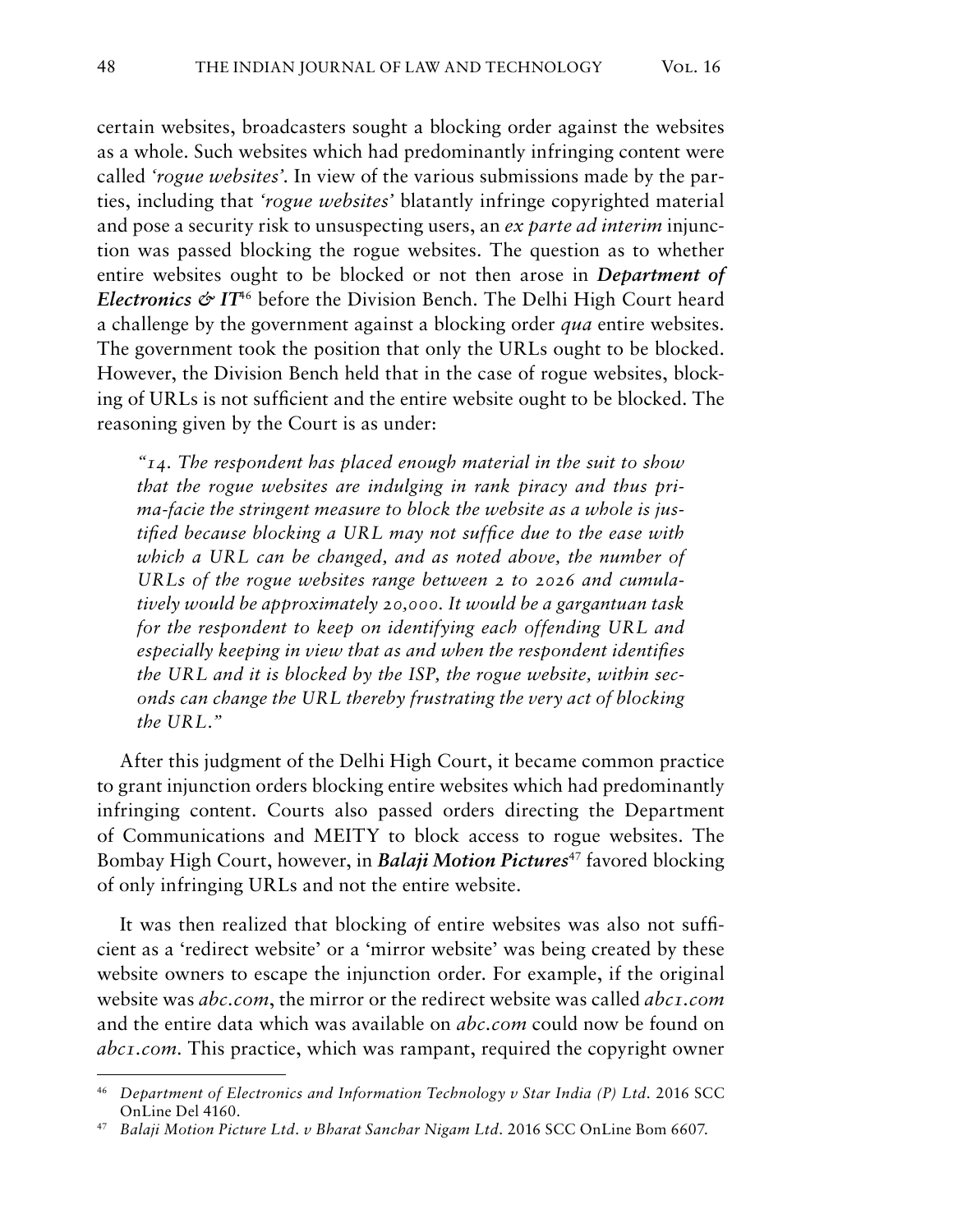certain websites, broadcasters sought a blocking order against the websites as a whole. Such websites which had predominantly infringing content were called *'rogue websites'*. In view of the various submissions made by the parties, including that *'rogue websites'* blatantly infringe copyrighted material and pose a security risk to unsuspecting users, an *ex parte ad interim* injunction was passed blocking the rogue websites. The question as to whether entire websites ought to be blocked or not then arose in ***Department of Electronics & IT***[46] before the Division Bench. The Delhi High Court heard a challenge by the government against a blocking order *qua* entire websites. The government took the position that only the URLs ought to be blocked. However, the Division Bench held that in the case of rogue websites, blocking of URLs is not sufficient and the entire website ought to be blocked. The reasoning given by the Court is as under:

> *"14. The respondent has placed enough material in the suit to show that the rogue websites are indulging in rank piracy and thus prima-facie the stringent measure to block the website as a whole is justified because blocking a URL may not suffice due to the ease with which a URL can be changed, and as noted above, the number of URLs of the rogue websites range between 2 to 2026 and cumulatively would be approximately 20,000. It would be a gargantuan task for the respondent to keep on identifying each offending URL and especially keeping in view that as and when the respondent identifies the URL and it is blocked by the ISP, the rogue website, within seconds can change the URL thereby frustrating the very act of blocking the URL."*

After this judgment of the Delhi High Court, it became common practice to grant injunction orders blocking entire websites which had predominantly infringing content. Courts also passed orders directing the Department of Communications and MEITY to block access to rogue websites. The Bombay High Court, however, in ***Balaji Motion Pictures***[47] favored blocking of only infringing URLs and not the entire website.

It was then realized that blocking of entire websites was also not sufficient as a 'redirect website' or a 'mirror website' was being created by these website owners to escape the injunction order. For example, if the original website was *abc.com*, the mirror or the redirect website was called *abc1.com* and the entire data which was available on *abc.com* could now be found on *abc1.com*. This practice, which was rampant, required the copyright owner

---

[46] *Department of Electronics and Information Technology v Star India (P) Ltd.* 2016 SCC OnLine Del 4160.

[47] *Balaji Motion Picture Ltd. v Bharat Sanchar Nigam Ltd.* 2016 SCC OnLine Bom 6607.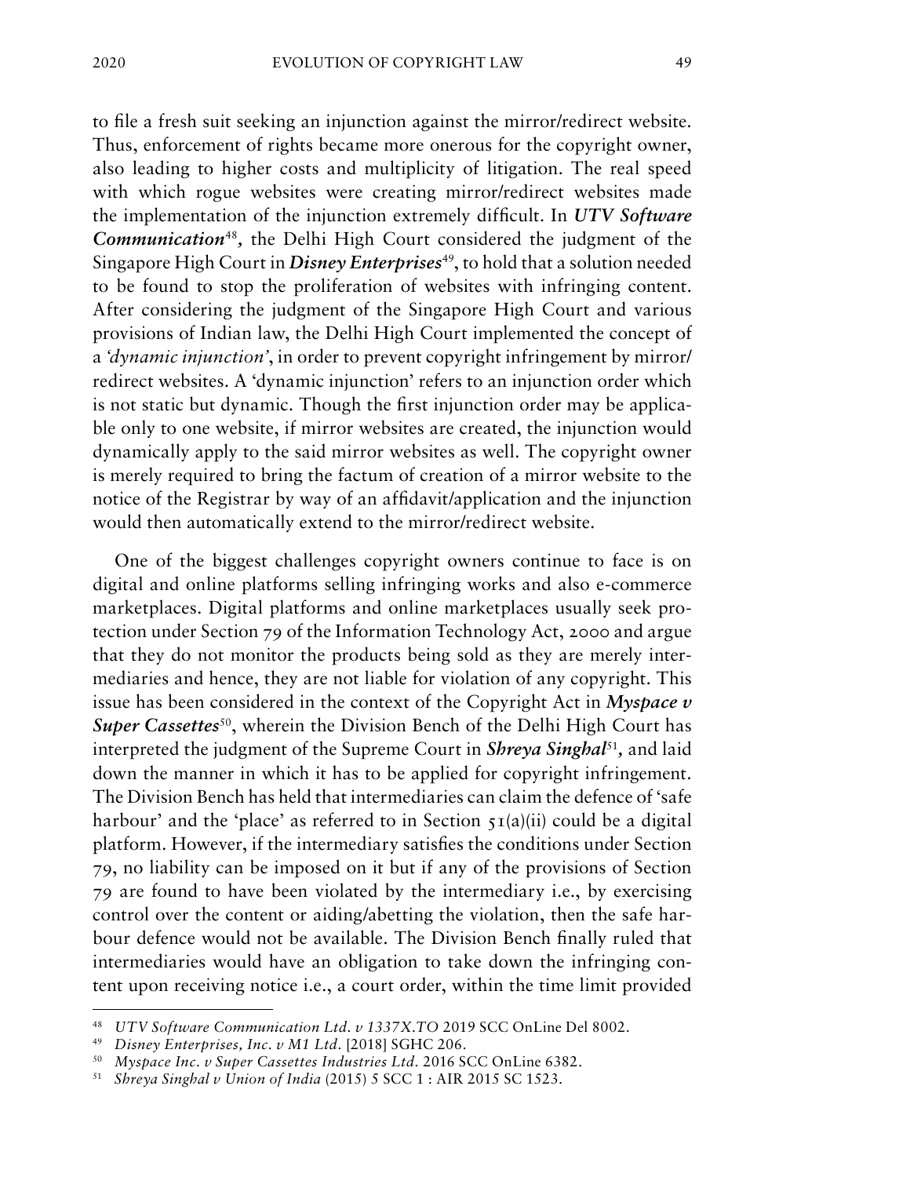to file a fresh suit seeking an injunction against the mirror/redirect website. Thus, enforcement of rights became more onerous for the copyright owner, also leading to higher costs and multiplicity of litigation. The real speed with which rogue websites were creating mirror/redirect websites made the implementation of the injunction extremely difficult. In ***UTV Software Communication***[48], the Delhi High Court considered the judgment of the Singapore High Court in ***Disney Enterprises***[49], to hold that a solution needed to be found to stop the proliferation of websites with infringing content. After considering the judgment of the Singapore High Court and various provisions of Indian law, the Delhi High Court implemented the concept of a *'dynamic injunction'*, in order to prevent copyright infringement by mirror/redirect websites. A 'dynamic injunction' refers to an injunction order which is not static but dynamic. Though the first injunction order may be applicable only to one website, if mirror websites are created, the injunction would dynamically apply to the said mirror websites as well. The copyright owner is merely required to bring the factum of creation of a mirror website to the notice of the Registrar by way of an affidavit/application and the injunction would then automatically extend to the mirror/redirect website.

One of the biggest challenges copyright owners continue to face is on digital and online platforms selling infringing works and also e-commerce marketplaces. Digital platforms and online marketplaces usually seek protection under Section 79 of the Information Technology Act, 2000 and argue that they do not monitor the products being sold as they are merely intermediaries and hence, they are not liable for violation of any copyright. This issue has been considered in the context of the Copyright Act in ***Myspace v Super Cassettes***[50], wherein the Division Bench of the Delhi High Court has interpreted the judgment of the Supreme Court in ***Shreya Singhal***[51], and laid down the manner in which it has to be applied for copyright infringement. The Division Bench has held that intermediaries can claim the defence of 'safe harbour' and the 'place' as referred to in Section 51(a)(ii) could be a digital platform. However, if the intermediary satisfies the conditions under Section 79, no liability can be imposed on it but if any of the provisions of Section 79 are found to have been violated by the intermediary i.e., by exercising control over the content or aiding/abetting the violation, then the safe harbour defence would not be available. The Division Bench finally ruled that intermediaries would have an obligation to take down the infringing content upon receiving notice i.e., a court order, within the time limit provided

---

[48] *UTV Software Communication Ltd. v 1337X.TO* 2019 SCC OnLine Del 8002.

[49] *Disney Enterprises, Inc. v M1 Ltd.* [2018] SGHC 206.

[50] *Myspace Inc. v Super Cassettes Industries Ltd.* 2016 SCC OnLine 6382.

[51] *Shreya Singhal v Union of India* (2015) 5 SCC 1 : AIR 2015 SC 1523.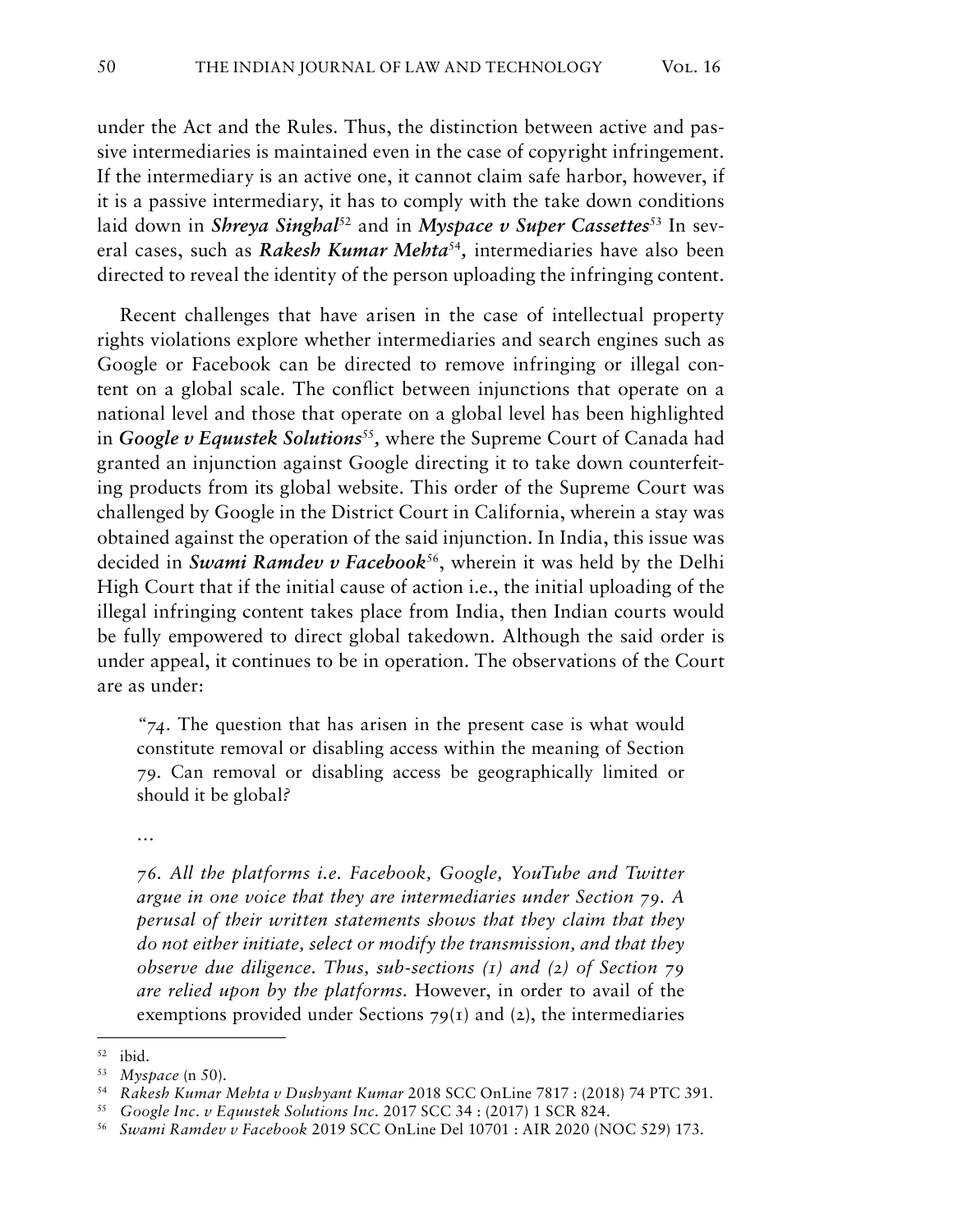under the Act and the Rules. Thus, the distinction between active and passive intermediaries is maintained even in the case of copyright infringement. If the intermediary is an active one, it cannot claim safe harbor, however, if it is a passive intermediary, it has to comply with the take down conditions laid down in ***Shreya Singhal***[52] and in ***Myspace v Super Cassettes***[53] In several cases, such as ***Rakesh Kumar Mehta***[54]*,* intermediaries have also been directed to reveal the identity of the person uploading the infringing content.

Recent challenges that have arisen in the case of intellectual property rights violations explore whether intermediaries and search engines such as Google or Facebook can be directed to remove infringing or illegal content on a global scale. The conflict between injunctions that operate on a national level and those that operate on a global level has been highlighted in ***Google v Equustek Solutions***[55]*,* where the Supreme Court of Canada had granted an injunction against Google directing it to take down counterfeiting products from its global website. This order of the Supreme Court was challenged by Google in the District Court in California, wherein a stay was obtained against the operation of the said injunction. In India, this issue was decided in ***Swami Ramdev v Facebook***[56], wherein it was held by the Delhi High Court that if the initial cause of action i.e., the initial uploading of the illegal infringing content takes place from India, then Indian courts would be fully empowered to direct global takedown. Although the said order is under appeal, it continues to be in operation. The observations of the Court are as under:

> *"*74. The question that has arisen in the present case is what would constitute removal or disabling access within the meaning of Section 79. Can removal or disabling access be geographically limited or should it be global?
>
> …
>
> *76. All the platforms i.e. Facebook, Google, YouTube and Twitter argue in one voice that they are intermediaries under Section 79. A perusal of their written statements shows that they claim that they do not either initiate, select or modify the transmission, and that they observe due diligence. Thus, sub-sections (1) and (2) of Section 79 are relied upon by the platforms.* However, in order to avail of the exemptions provided under Sections 79(1) and (2), the intermediaries

---

[52] ibid.

[53] *Myspace* (n 50).

[54] *Rakesh Kumar Mehta v Dushyant Kumar* 2018 SCC OnLine 7817 : (2018) 74 PTC 391.

[55] *Google Inc. v Equustek Solutions Inc.* 2017 SCC 34 : (2017) 1 SCR 824.

[56] *Swami Ramdev v Facebook* 2019 SCC OnLine Del 10701 : AIR 2020 (NOC 529) 173.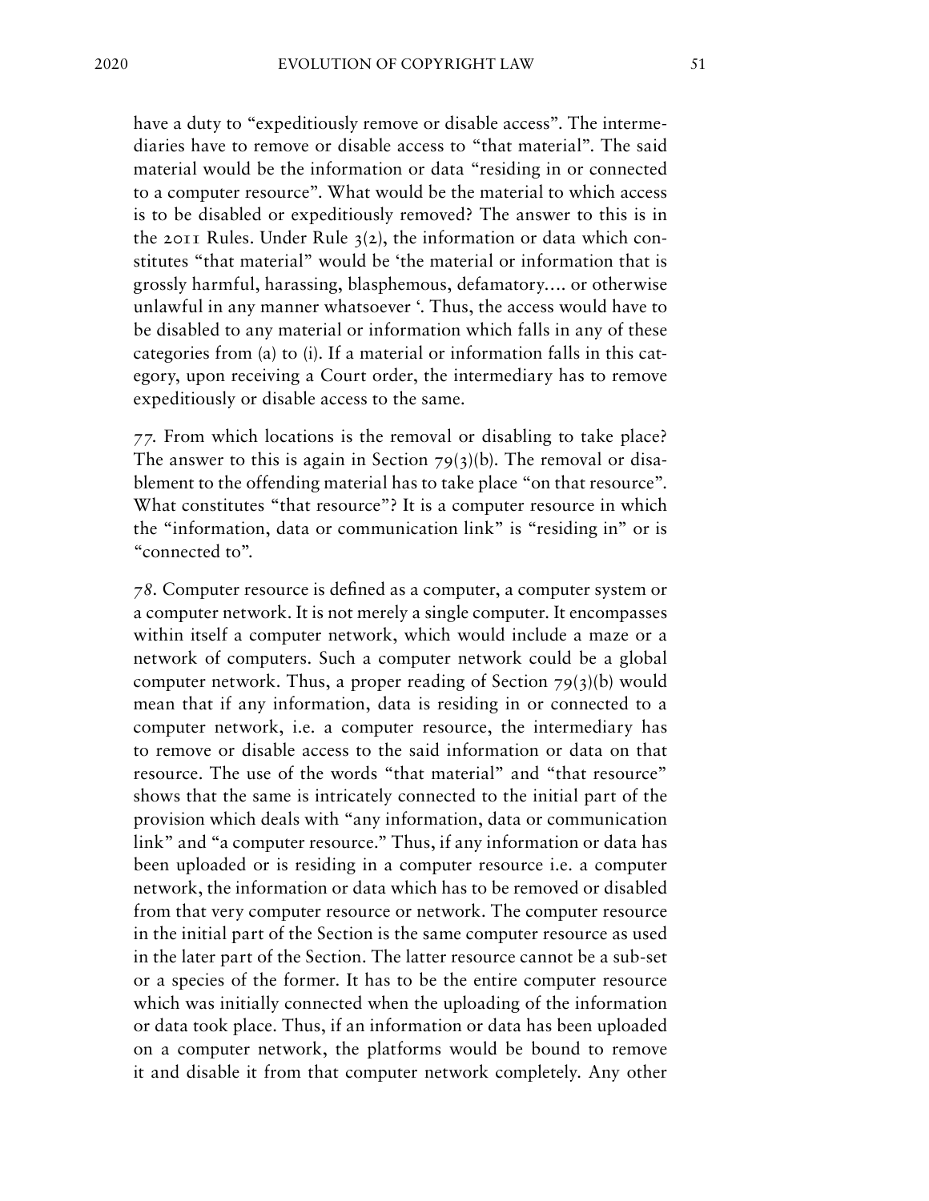have a duty to "expeditiously remove or disable access". The intermediaries have to remove or disable access to "that material". The said material would be the information or data "residing in or connected to a computer resource". What would be the material to which access is to be disabled or expeditiously removed? The answer to this is in the 2011 Rules. Under Rule 3(2), the information or data which constitutes "that material" would be 'the material or information that is grossly harmful, harassing, blasphemous, defamatory.... or otherwise unlawful in any manner whatsoever '. Thus, the access would have to be disabled to any material or information which falls in any of these categories from (a) to (i). If a material or information falls in this category, upon receiving a Court order, the intermediary has to remove expeditiously or disable access to the same.

*77.* From which locations is the removal or disabling to take place? The answer to this is again in Section 79(3)(b). The removal or disablement to the offending material has to take place "on that resource". What constitutes "that resource"? It is a computer resource in which the "information, data or communication link" is "residing in" or is "connected to".

*78.* Computer resource is defined as a computer, a computer system or a computer network. It is not merely a single computer. It encompasses within itself a computer network, which would include a maze or a network of computers. Such a computer network could be a global computer network. Thus, a proper reading of Section 79(3)(b) would mean that if any information, data is residing in or connected to a computer network, i.e. a computer resource, the intermediary has to remove or disable access to the said information or data on that resource. The use of the words "that material" and "that resource" shows that the same is intricately connected to the initial part of the provision which deals with "any information, data or communication link" and "a computer resource." Thus, if any information or data has been uploaded or is residing in a computer resource i.e. a computer network, the information or data which has to be removed or disabled from that very computer resource or network. The computer resource in the initial part of the Section is the same computer resource as used in the later part of the Section. The latter resource cannot be a sub-set or a species of the former. It has to be the entire computer resource which was initially connected when the uploading of the information or data took place. Thus, if an information or data has been uploaded on a computer network, the platforms would be bound to remove it and disable it from that computer network completely. Any other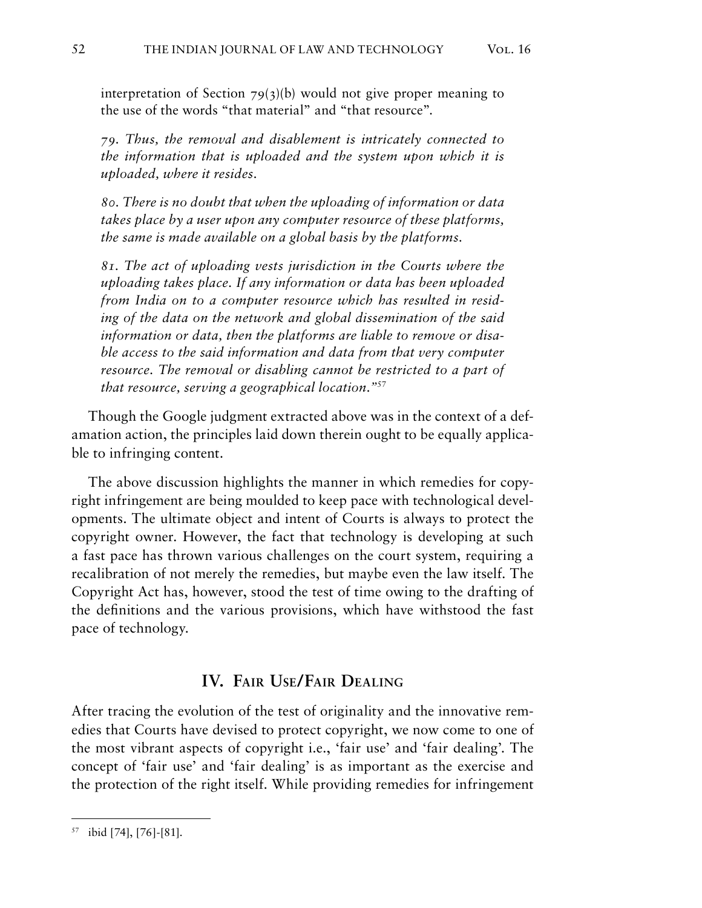interpretation of Section 79(3)(b) would not give proper meaning to the use of the words "that material" and "that resource".

> *79. Thus, the removal and disablement is intricately connected to the information that is uploaded and the system upon which it is uploaded, where it resides.*
>
> *80. There is no doubt that when the uploading of information or data takes place by a user upon any computer resource of these platforms, the same is made available on a global basis by the platforms.*
>
> *81. The act of uploading vests jurisdiction in the Courts where the uploading takes place. If any information or data has been uploaded from India on to a computer resource which has resulted in residing of the data on the network and global dissemination of the said information or data, then the platforms are liable to remove or disable access to the said information and data from that very computer resource. The removal or disabling cannot be restricted to a part of that resource, serving a geographical location."*[57]

Though the Google judgment extracted above was in the context of a defamation action, the principles laid down therein ought to be equally applicable to infringing content.

The above discussion highlights the manner in which remedies for copyright infringement are being moulded to keep pace with technological developments. The ultimate object and intent of Courts is always to protect the copyright owner. However, the fact that technology is developing at such a fast pace has thrown various challenges on the court system, requiring a recalibration of not merely the remedies, but maybe even the law itself. The Copyright Act has, however, stood the test of time owing to the drafting of the definitions and the various provisions, which have withstood the fast pace of technology.

## IV. Fair Use/Fair Dealing

After tracing the evolution of the test of originality and the innovative remedies that Courts have devised to protect copyright, we now come to one of the most vibrant aspects of copyright i.e., 'fair use' and 'fair dealing'. The concept of 'fair use' and 'fair dealing' is as important as the exercise and the protection of the right itself. While providing remedies for infringement

---

[57] ibid [74], [76]-[81].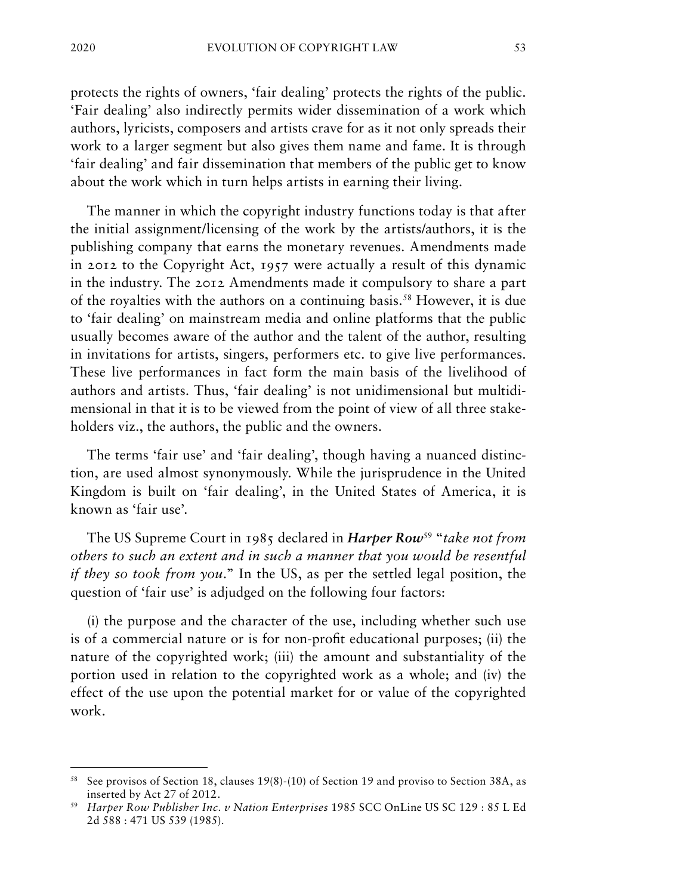protects the rights of owners, 'fair dealing' protects the rights of the public. 'Fair dealing' also indirectly permits wider dissemination of a work which authors, lyricists, composers and artists crave for as it not only spreads their work to a larger segment but also gives them name and fame. It is through 'fair dealing' and fair dissemination that members of the public get to know about the work which in turn helps artists in earning their living.

The manner in which the copyright industry functions today is that after the initial assignment/licensing of the work by the artists/authors, it is the publishing company that earns the monetary revenues. Amendments made in 2012 to the Copyright Act, 1957 were actually a result of this dynamic in the industry. The 2012 Amendments made it compulsory to share a part of the royalties with the authors on a continuing basis.[58] However, it is due to 'fair dealing' on mainstream media and online platforms that the public usually becomes aware of the author and the talent of the author, resulting in invitations for artists, singers, performers etc. to give live performances. These live performances in fact form the main basis of the livelihood of authors and artists. Thus, 'fair dealing' is not unidimensional but multidimensional in that it is to be viewed from the point of view of all three stakeholders viz., the authors, the public and the owners.

The terms 'fair use' and 'fair dealing', though having a nuanced distinction, are used almost synonymously. While the jurisprudence in the United Kingdom is built on 'fair dealing', in the United States of America, it is known as 'fair use'.

The US Supreme Court in 1985 declared in ***Harper Row***[59] "*take not from others to such an extent and in such a manner that you would be resentful if they so took from you*." In the US, as per the settled legal position, the question of 'fair use' is adjudged on the following four factors:

(i) the purpose and the character of the use, including whether such use is of a commercial nature or is for non-profit educational purposes; (ii) the nature of the copyrighted work; (iii) the amount and substantiality of the portion used in relation to the copyrighted work as a whole; and (iv) the effect of the use upon the potential market for or value of the copyrighted work.

---

[58] See provisos of Section 18, clauses 19(8)-(10) of Section 19 and proviso to Section 38A, as inserted by Act 27 of 2012.

[59] *Harper Row Publisher Inc. v Nation Enterprises* 1985 SCC OnLine US SC 129 : 85 L Ed 2d 588 : 471 US 539 (1985).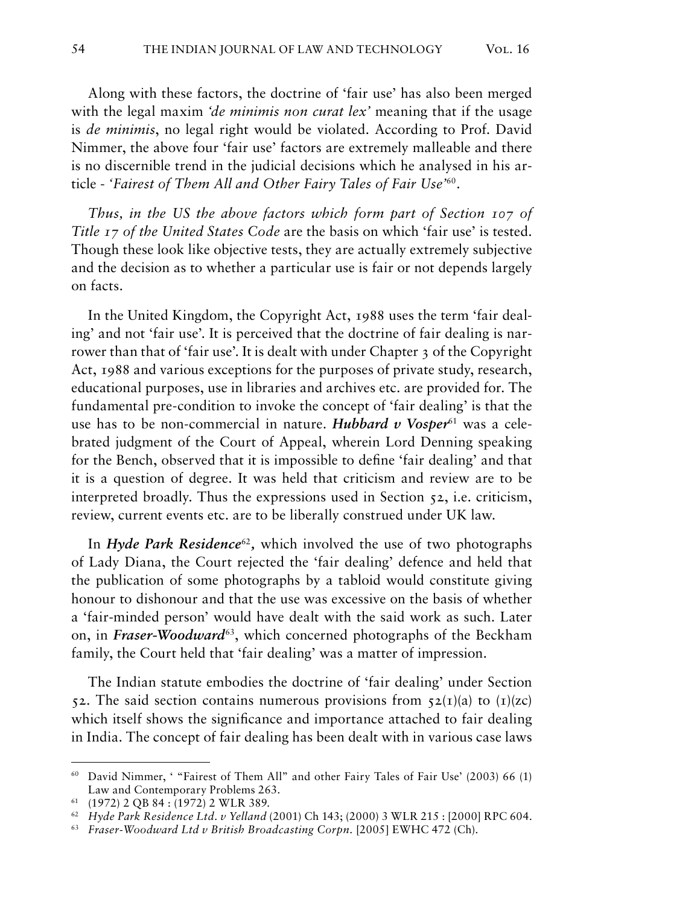Along with these factors, the doctrine of 'fair use' has also been merged with the legal maxim *'de minimis non curat lex'* meaning that if the usage is *de minimis*, no legal right would be violated. According to Prof. David Nimmer, the above four 'fair use' factors are extremely malleable and there is no discernible trend in the judicial decisions which he analysed in his article - *'Fairest of Them All and Other Fairy Tales of Fair Use'*[60].

*Thus, in the US the above factors which form part of Section 107 of Title 17 of the United States Code* are the basis on which 'fair use' is tested. Though these look like objective tests, they are actually extremely subjective and the decision as to whether a particular use is fair or not depends largely on facts.

In the United Kingdom, the Copyright Act, 1988 uses the term 'fair dealing' and not 'fair use'. It is perceived that the doctrine of fair dealing is narrower than that of 'fair use'. It is dealt with under Chapter 3 of the Copyright Act, 1988 and various exceptions for the purposes of private study, research, educational purposes, use in libraries and archives etc. are provided for. The fundamental pre-condition to invoke the concept of 'fair dealing' is that the use has to be non-commercial in nature. ***Hubbard v Vosper***[61] was a celebrated judgment of the Court of Appeal, wherein Lord Denning speaking for the Bench, observed that it is impossible to define 'fair dealing' and that it is a question of degree. It was held that criticism and review are to be interpreted broadly. Thus the expressions used in Section 52, i.e. criticism, review, current events etc. are to be liberally construed under UK law.

In ***Hyde Park Residence***[62], which involved the use of two photographs of Lady Diana, the Court rejected the 'fair dealing' defence and held that the publication of some photographs by a tabloid would constitute giving honour to dishonour and that the use was excessive on the basis of whether a 'fair-minded person' would have dealt with the said work as such. Later on, in ***Fraser-Woodward***[63], which concerned photographs of the Beckham family, the Court held that 'fair dealing' was a matter of impression.

The Indian statute embodies the doctrine of 'fair dealing' under Section 52. The said section contains numerous provisions from 52(1)(a) to (1)(zc) which itself shows the significance and importance attached to fair dealing in India. The concept of fair dealing has been dealt with in various case laws

---

[60] David Nimmer, ' "Fairest of Them All" and other Fairy Tales of Fair Use' (2003) 66 (1) Law and Contemporary Problems 263.

[61] (1972) 2 QB 84 : (1972) 2 WLR 389.

[62] *Hyde Park Residence Ltd. v Yelland* (2001) Ch 143; (2000) 3 WLR 215 : [2000] RPC 604.

[63] *Fraser-Woodward Ltd v British Broadcasting Corpn.* [2005] EWHC 472 (Ch).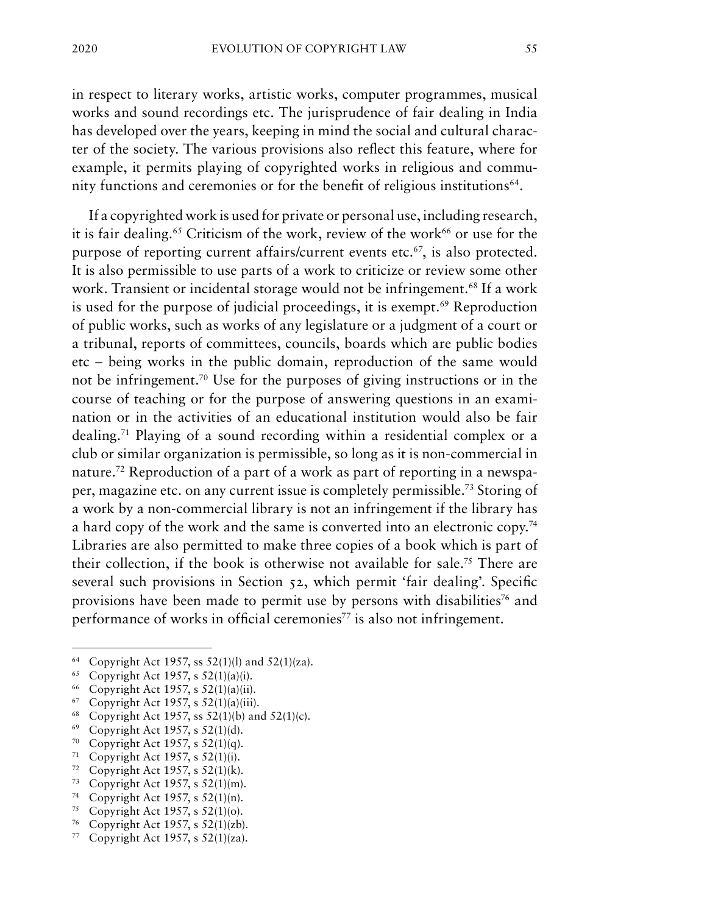in respect to literary works, artistic works, computer programmes, musical works and sound recordings etc. The jurisprudence of fair dealing in India has developed over the years, keeping in mind the social and cultural character of the society. The various provisions also reflect this feature, where for example, it permits playing of copyrighted works in religious and community functions and ceremonies or for the benefit of religious institutions[64].

If a copyrighted work is used for private or personal use, including research, it is fair dealing.[65] Criticism of the work, review of the work[66] or use for the purpose of reporting current affairs/current events etc.[67], is also protected. It is also permissible to use parts of a work to criticize or review some other work. Transient or incidental storage would not be infringement.[68] If a work is used for the purpose of judicial proceedings, it is exempt.[69] Reproduction of public works, such as works of any legislature or a judgment of a court or a tribunal, reports of committees, councils, boards which are public bodies etc – being works in the public domain, reproduction of the same would not be infringement.[70] Use for the purposes of giving instructions or in the course of teaching or for the purpose of answering questions in an examination or in the activities of an educational institution would also be fair dealing.[71] Playing of a sound recording within a residential complex or a club or similar organization is permissible, so long as it is non-commercial in nature.[72] Reproduction of a part of a work as part of reporting in a newspaper, magazine etc. on any current issue is completely permissible.[73] Storing of a work by a non-commercial library is not an infringement if the library has a hard copy of the work and the same is converted into an electronic copy.[74] Libraries are also permitted to make three copies of a book which is part of their collection, if the book is otherwise not available for sale.[75] There are several such provisions in Section 52, which permit 'fair dealing'. Specific provisions have been made to permit use by persons with disabilities[76] and performance of works in official ceremonies[77] is also not infringement.

---

[64] Copyright Act 1957, ss 52(1)(l) and 52(1)(za).
[65] Copyright Act 1957, s 52(1)(a)(i).
[66] Copyright Act 1957, s 52(1)(a)(ii).
[67] Copyright Act 1957, s 52(1)(a)(iii).
[68] Copyright Act 1957, ss 52(1)(b) and 52(1)(c).
[69] Copyright Act 1957, s 52(1)(d).
[70] Copyright Act 1957, s 52(1)(q).
[71] Copyright Act 1957, s 52(1)(i).
[72] Copyright Act 1957, s 52(1)(k).
[73] Copyright Act 1957, s 52(1)(m).
[74] Copyright Act 1957, s 52(1)(n).
[75] Copyright Act 1957, s 52(1)(o).
[76] Copyright Act 1957, s 52(1)(zb).
[77] Copyright Act 1957, s 52(1)(za).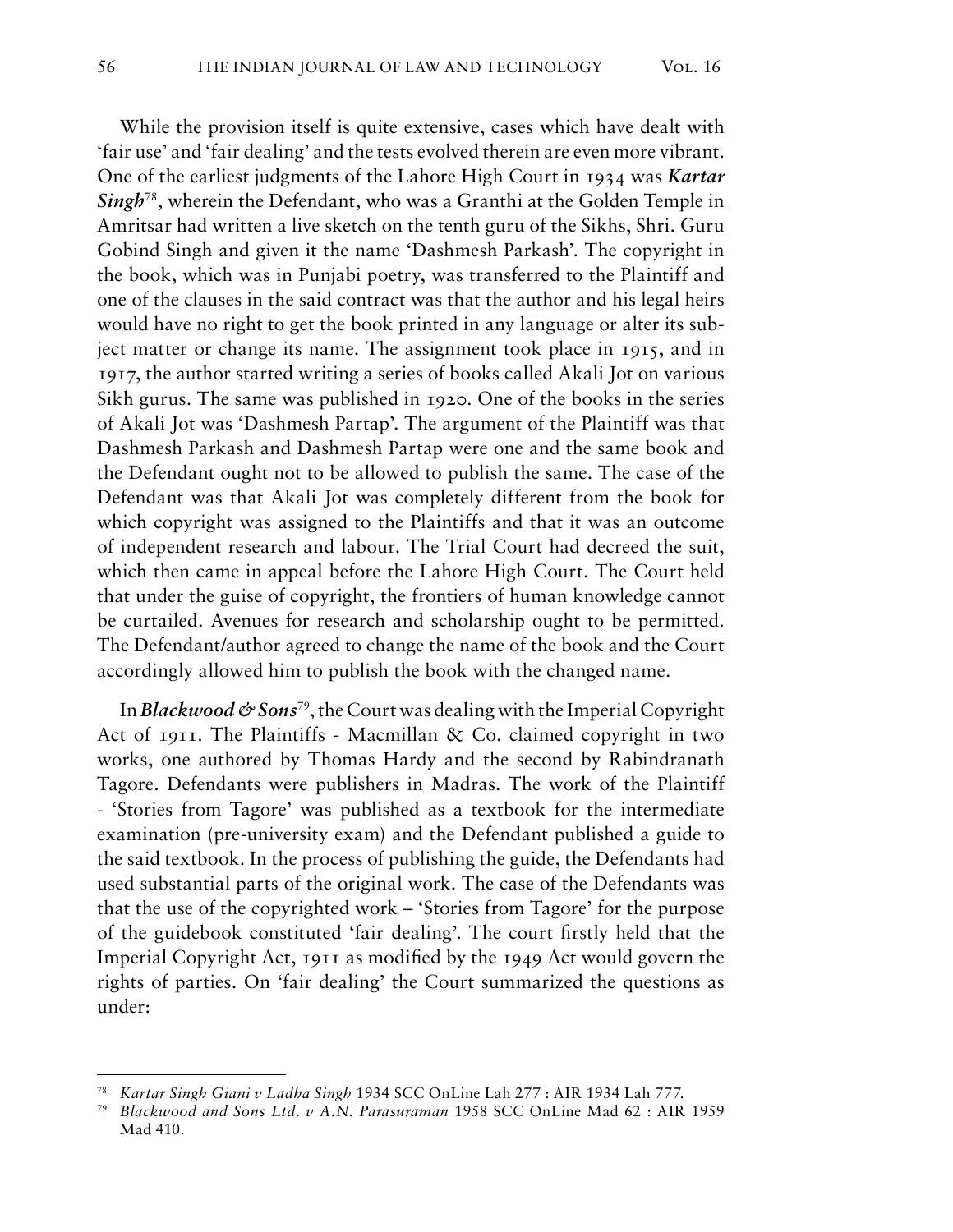While the provision itself is quite extensive, cases which have dealt with 'fair use' and 'fair dealing' and the tests evolved therein are even more vibrant. One of the earliest judgments of the Lahore High Court in 1934 was ***Kartar Singh***[78], wherein the Defendant, who was a Granthi at the Golden Temple in Amritsar had written a live sketch on the tenth guru of the Sikhs, Shri. Guru Gobind Singh and given it the name 'Dashmesh Parkash'. The copyright in the book, which was in Punjabi poetry, was transferred to the Plaintiff and one of the clauses in the said contract was that the author and his legal heirs would have no right to get the book printed in any language or alter its subject matter or change its name. The assignment took place in 1915, and in 1917, the author started writing a series of books called Akali Jot on various Sikh gurus. The same was published in 1920. One of the books in the series of Akali Jot was 'Dashmesh Partap'. The argument of the Plaintiff was that Dashmesh Parkash and Dashmesh Partap were one and the same book and the Defendant ought not to be allowed to publish the same. The case of the Defendant was that Akali Jot was completely different from the book for which copyright was assigned to the Plaintiffs and that it was an outcome of independent research and labour. The Trial Court had decreed the suit, which then came in appeal before the Lahore High Court. The Court held that under the guise of copyright, the frontiers of human knowledge cannot be curtailed. Avenues for research and scholarship ought to be permitted. The Defendant/author agreed to change the name of the book and the Court accordingly allowed him to publish the book with the changed name.

In ***Blackwood & Sons***[79], the Court was dealing with the Imperial Copyright Act of 1911. The Plaintiffs - Macmillan & Co. claimed copyright in two works, one authored by Thomas Hardy and the second by Rabindranath Tagore. Defendants were publishers in Madras. The work of the Plaintiff - 'Stories from Tagore' was published as a textbook for the intermediate examination (pre-university exam) and the Defendant published a guide to the said textbook. In the process of publishing the guide, the Defendants had used substantial parts of the original work. The case of the Defendants was that the use of the copyrighted work – 'Stories from Tagore' for the purpose of the guidebook constituted 'fair dealing'. The court firstly held that the Imperial Copyright Act, 1911 as modified by the 1949 Act would govern the rights of parties. On 'fair dealing' the Court summarized the questions as under:

---

[78] *Kartar Singh Giani v Ladha Singh* 1934 SCC OnLine Lah 277 : AIR 1934 Lah 777.

[79] *Blackwood and Sons Ltd. v A.N. Parasuraman* 1958 SCC OnLine Mad 62 : AIR 1959 Mad 410.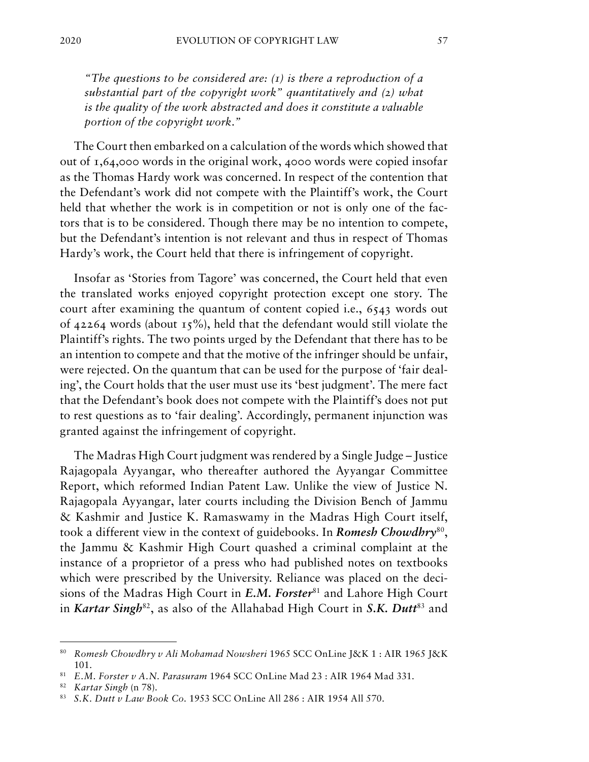*"The questions to be considered are: (1) is there a reproduction of a substantial part of the copyright work" quantitatively and (2) what is the quality of the work abstracted and does it constitute a valuable portion of the copyright work."*

The Court then embarked on a calculation of the words which showed that out of 1,64,000 words in the original work, 4000 words were copied insofar as the Thomas Hardy work was concerned. In respect of the contention that the Defendant's work did not compete with the Plaintiff's work, the Court held that whether the work is in competition or not is only one of the factors that is to be considered. Though there may be no intention to compete, but the Defendant's intention is not relevant and thus in respect of Thomas Hardy's work, the Court held that there is infringement of copyright.

Insofar as 'Stories from Tagore' was concerned, the Court held that even the translated works enjoyed copyright protection except one story. The court after examining the quantum of content copied i.e., 6543 words out of 42264 words (about 15%), held that the defendant would still violate the Plaintiff's rights. The two points urged by the Defendant that there has to be an intention to compete and that the motive of the infringer should be unfair, were rejected. On the quantum that can be used for the purpose of 'fair dealing', the Court holds that the user must use its 'best judgment'. The mere fact that the Defendant's book does not compete with the Plaintiff's does not put to rest questions as to 'fair dealing'. Accordingly, permanent injunction was granted against the infringement of copyright.

The Madras High Court judgment was rendered by a Single Judge – Justice Rajagopala Ayyangar, who thereafter authored the Ayyangar Committee Report, which reformed Indian Patent Law. Unlike the view of Justice N. Rajagopala Ayyangar, later courts including the Division Bench of Jammu & Kashmir and Justice K. Ramaswamy in the Madras High Court itself, took a different view in the context of guidebooks. In ***Romesh Chowdhry***[80], the Jammu & Kashmir High Court quashed a criminal complaint at the instance of a proprietor of a press who had published notes on textbooks which were prescribed by the University. Reliance was placed on the decisions of the Madras High Court in ***E.M. Forster***[81] and Lahore High Court in ***Kartar Singh***[82], as also of the Allahabad High Court in ***S.K. Dutt***[83] and

---

[80] *Romesh Chowdhry v Ali Mohamad Nowsheri* 1965 SCC OnLine J&K 1 : AIR 1965 J&K 101.

[81] *E.M. Forster v A.N. Parasuram* 1964 SCC OnLine Mad 23 : AIR 1964 Mad 331.

[82] *Kartar Singh* (n 78).

[83] *S.K. Dutt v Law Book Co.* 1953 SCC OnLine All 286 : AIR 1954 All 570.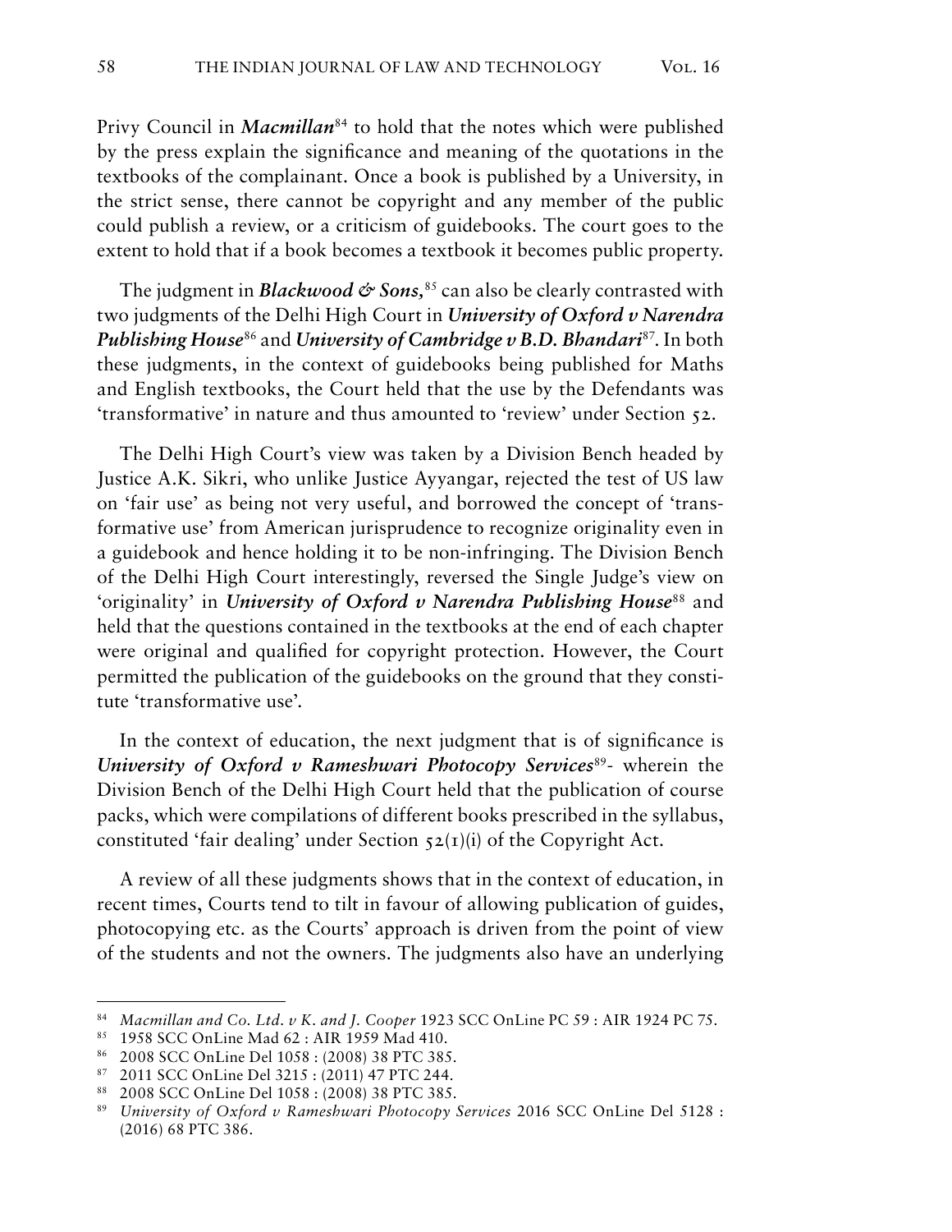Privy Council in ***Macmillan***[84] to hold that the notes which were published by the press explain the significance and meaning of the quotations in the textbooks of the complainant. Once a book is published by a University, in the strict sense, there cannot be copyright and any member of the public could publish a review, or a criticism of guidebooks. The court goes to the extent to hold that if a book becomes a textbook it becomes public property.

The judgment in ***Blackwood & Sons,***[85] can also be clearly contrasted with two judgments of the Delhi High Court in ***University of Oxford v Narendra Publishing House***[86] and ***University of Cambridge v B.D. Bhandari***[87]. In both these judgments, in the context of guidebooks being published for Maths and English textbooks, the Court held that the use by the Defendants was 'transformative' in nature and thus amounted to 'review' under Section 52.

The Delhi High Court's view was taken by a Division Bench headed by Justice A.K. Sikri, who unlike Justice Ayyangar, rejected the test of US law on 'fair use' as being not very useful, and borrowed the concept of 'transformative use' from American jurisprudence to recognize originality even in a guidebook and hence holding it to be non-infringing. The Division Bench of the Delhi High Court interestingly, reversed the Single Judge's view on 'originality' in ***University of Oxford v Narendra Publishing House***[88] and held that the questions contained in the textbooks at the end of each chapter were original and qualified for copyright protection. However, the Court permitted the publication of the guidebooks on the ground that they constitute 'transformative use'.

In the context of education, the next judgment that is of significance is ***University of Oxford v Rameshwari Photocopy Services***[89]- wherein the Division Bench of the Delhi High Court held that the publication of course packs, which were compilations of different books prescribed in the syllabus, constituted 'fair dealing' under Section 52(1)(i) of the Copyright Act.

A review of all these judgments shows that in the context of education, in recent times, Courts tend to tilt in favour of allowing publication of guides, photocopying etc. as the Courts' approach is driven from the point of view of the students and not the owners. The judgments also have an underlying

---

[84] *Macmillan and Co. Ltd. v K. and J. Cooper* 1923 SCC OnLine PC 59 : AIR 1924 PC 75.

[85] 1958 SCC OnLine Mad 62 : AIR 1959 Mad 410.

[86] 2008 SCC OnLine Del 1058 : (2008) 38 PTC 385.

[87] 2011 SCC OnLine Del 3215 : (2011) 47 PTC 244.

[88] 2008 SCC OnLine Del 1058 : (2008) 38 PTC 385.

[89] *University of Oxford v Rameshwari Photocopy Services* 2016 SCC OnLine Del 5128 : (2016) 68 PTC 386.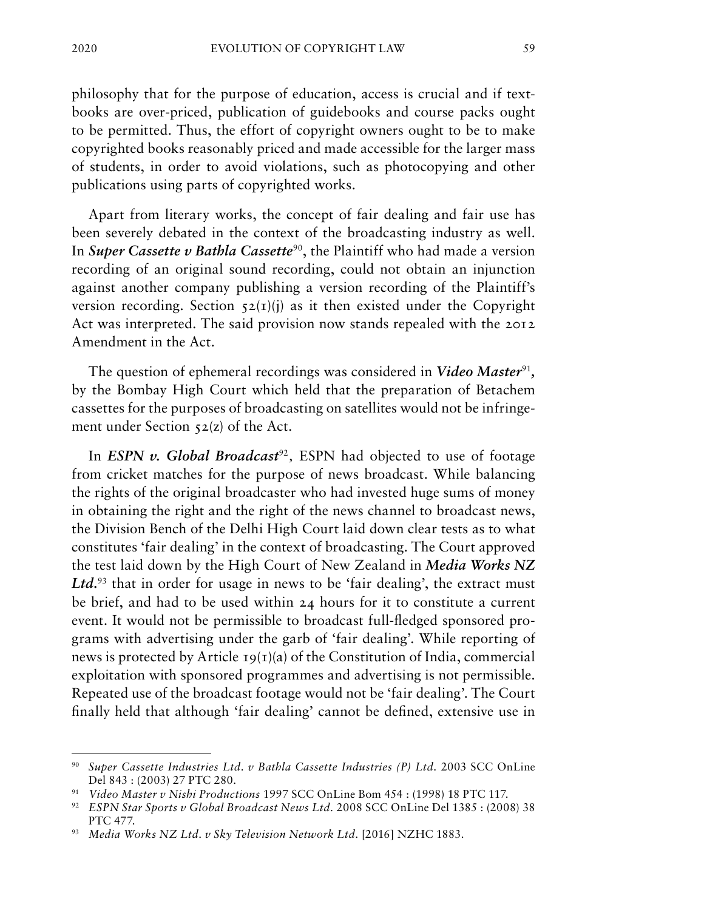philosophy that for the purpose of education, access is crucial and if text-books are over-priced, publication of guidebooks and course packs ought to be permitted. Thus, the effort of copyright owners ought to be to make copyrighted books reasonably priced and made accessible for the larger mass of students, in order to avoid violations, such as photocopying and other publications using parts of copyrighted works.

Apart from literary works, the concept of fair dealing and fair use has been severely debated in the context of the broadcasting industry as well. In ***Super Cassette v Bathla Cassette***[90], the Plaintiff who had made a version recording of an original sound recording, could not obtain an injunction against another company publishing a version recording of the Plaintiff's version recording. Section 52(1)(j) as it then existed under the Copyright Act was interpreted. The said provision now stands repealed with the 2012 Amendment in the Act.

The question of ephemeral recordings was considered in ***Video Master***[91], by the Bombay High Court which held that the preparation of Betachem cassettes for the purposes of broadcasting on satellites would not be infringement under Section 52(z) of the Act.

In ***ESPN v. Global Broadcast***[92], ESPN had objected to use of footage from cricket matches for the purpose of news broadcast. While balancing the rights of the original broadcaster who had invested huge sums of money in obtaining the right and the right of the news channel to broadcast news, the Division Bench of the Delhi High Court laid down clear tests as to what constitutes 'fair dealing' in the context of broadcasting. The Court approved the test laid down by the High Court of New Zealand in ***Media Works NZ Ltd.***[93] that in order for usage in news to be 'fair dealing', the extract must be brief, and had to be used within 24 hours for it to constitute a current event. It would not be permissible to broadcast full-fledged sponsored programs with advertising under the garb of 'fair dealing'. While reporting of news is protected by Article 19(1)(a) of the Constitution of India, commercial exploitation with sponsored programmes and advertising is not permissible. Repeated use of the broadcast footage would not be 'fair dealing'. The Court finally held that although 'fair dealing' cannot be defined, extensive use in

---

[90] *Super Cassette Industries Ltd. v Bathla Cassette Industries (P) Ltd.* 2003 SCC OnLine Del 843 : (2003) 27 PTC 280.

[91] *Video Master v Nishi Productions* 1997 SCC OnLine Bom 454 : (1998) 18 PTC 117.

[92] *ESPN Star Sports v Global Broadcast News Ltd.* 2008 SCC OnLine Del 1385 : (2008) 38 PTC 477.

[93] *Media Works NZ Ltd. v Sky Television Network Ltd.* [2016] NZHC 1883.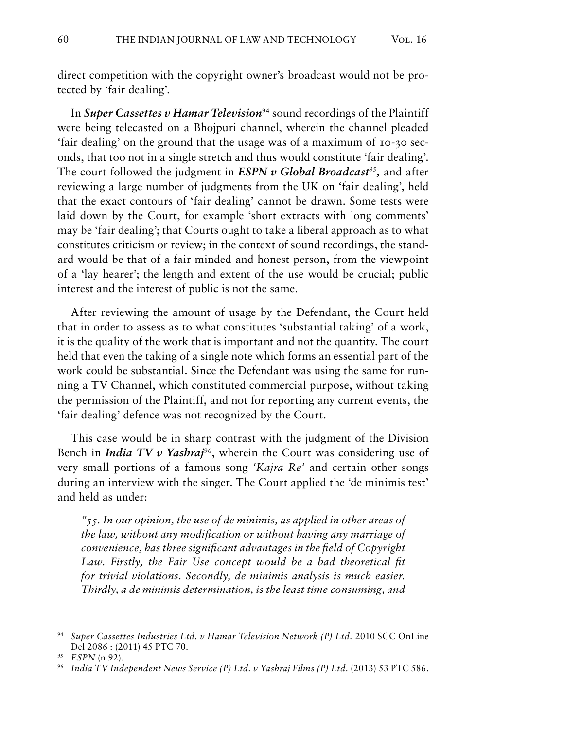direct competition with the copyright owner's broadcast would not be protected by 'fair dealing'.

In ***Super Cassettes v Hamar Television***[94] sound recordings of the Plaintiff were being telecasted on a Bhojpuri channel, wherein the channel pleaded 'fair dealing' on the ground that the usage was of a maximum of 10-30 seconds, that too not in a single stretch and thus would constitute 'fair dealing'. The court followed the judgment in ***ESPN v Global Broadcast***[95]*,* and after reviewing a large number of judgments from the UK on 'fair dealing', held that the exact contours of 'fair dealing' cannot be drawn. Some tests were laid down by the Court, for example 'short extracts with long comments' may be 'fair dealing'; that Courts ought to take a liberal approach as to what constitutes criticism or review; in the context of sound recordings, the standard would be that of a fair minded and honest person, from the viewpoint of a 'lay hearer'; the length and extent of the use would be crucial; public interest and the interest of public is not the same.

After reviewing the amount of usage by the Defendant, the Court held that in order to assess as to what constitutes 'substantial taking' of a work, it is the quality of the work that is important and not the quantity. The court held that even the taking of a single note which forms an essential part of the work could be substantial. Since the Defendant was using the same for running a TV Channel, which constituted commercial purpose, without taking the permission of the Plaintiff, and not for reporting any current events, the 'fair dealing' defence was not recognized by the Court.

This case would be in sharp contrast with the judgment of the Division Bench in ***India TV v Yashraj***[96], wherein the Court was considering use of very small portions of a famous song *'Kajra Re'* and certain other songs during an interview with the singer. The Court applied the 'de minimis test' and held as under:

> *"55. In our opinion, the use of de minimis, as applied in other areas of the law, without any modification or without having any marriage of convenience, has three significant advantages in the field of Copyright Law. Firstly, the Fair Use concept would be a bad theoretical fit for trivial violations. Secondly, de minimis analysis is much easier. Thirdly, a de minimis determination, is the least time consuming, and*

---

[94] *Super Cassettes Industries Ltd. v Hamar Television Network (P) Ltd.* 2010 SCC OnLine Del 2086 : (2011) 45 PTC 70.

[95] *ESPN* (n 92).

[96] *India TV Independent News Service (P) Ltd. v Yashraj Films (P) Ltd.* (2013) 53 PTC 586.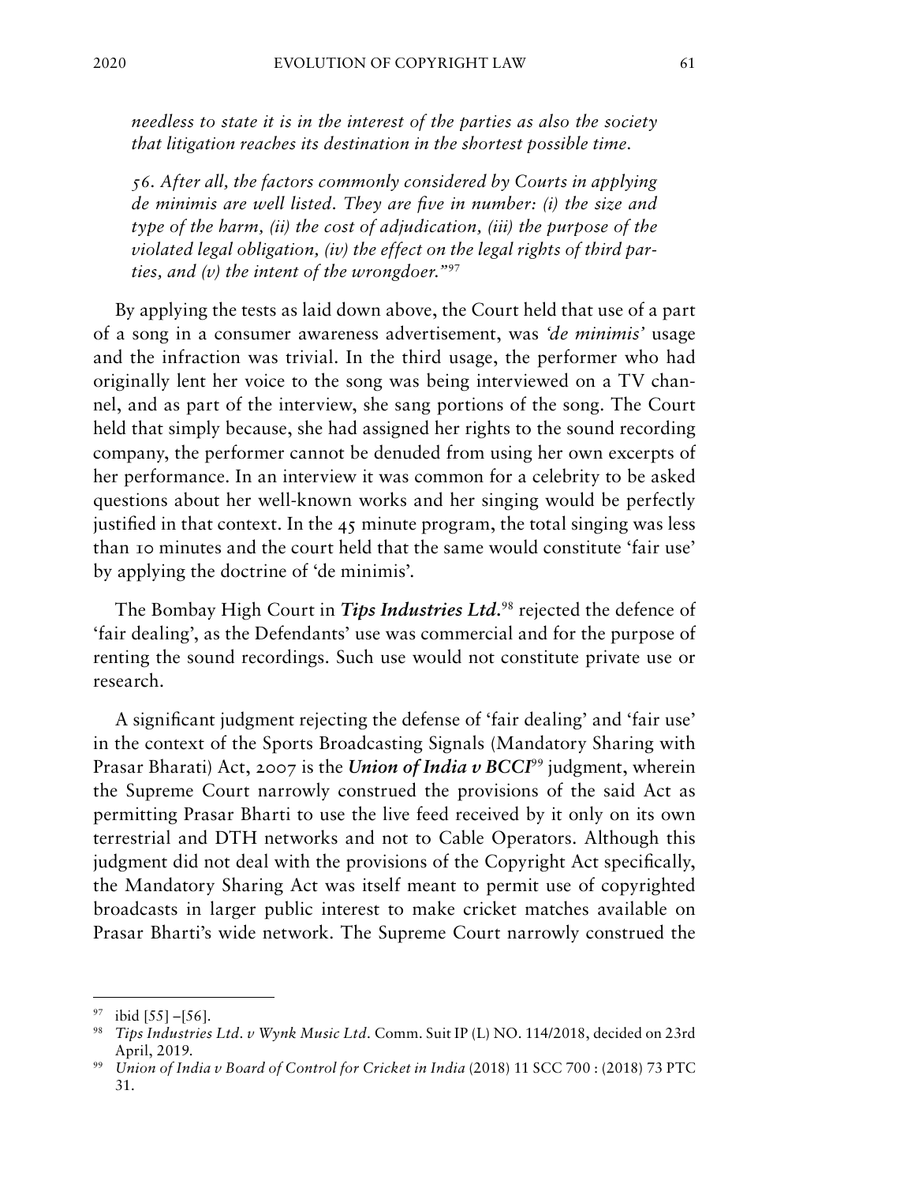*needless to state it is in the interest of the parties as also the society that litigation reaches its destination in the shortest possible time.*

*56. After all, the factors commonly considered by Courts in applying de minimis are well listed. They are five in number: (i) the size and type of the harm, (ii) the cost of adjudication, (iii) the purpose of the violated legal obligation, (iv) the effect on the legal rights of third parties, and (v) the intent of the wrongdoer."*[97]

By applying the tests as laid down above, the Court held that use of a part of a song in a consumer awareness advertisement, was *'de minimis'* usage and the infraction was trivial. In the third usage, the performer who had originally lent her voice to the song was being interviewed on a TV channel, and as part of the interview, she sang portions of the song. The Court held that simply because, she had assigned her rights to the sound recording company, the performer cannot be denuded from using her own excerpts of her performance. In an interview it was common for a celebrity to be asked questions about her well-known works and her singing would be perfectly justified in that context. In the 45 minute program, the total singing was less than 10 minutes and the court held that the same would constitute 'fair use' by applying the doctrine of 'de minimis'.

The Bombay High Court in ***Tips Industries Ltd.***[98] rejected the defence of 'fair dealing', as the Defendants' use was commercial and for the purpose of renting the sound recordings. Such use would not constitute private use or research.

A significant judgment rejecting the defense of 'fair dealing' and 'fair use' in the context of the Sports Broadcasting Signals (Mandatory Sharing with Prasar Bharati) Act, 2007 is the ***Union of India v BCCI***[99] judgment, wherein the Supreme Court narrowly construed the provisions of the said Act as permitting Prasar Bharti to use the live feed received by it only on its own terrestrial and DTH networks and not to Cable Operators. Although this judgment did not deal with the provisions of the Copyright Act specifically, the Mandatory Sharing Act was itself meant to permit use of copyrighted broadcasts in larger public interest to make cricket matches available on Prasar Bharti's wide network. The Supreme Court narrowly construed the

---

[97] ibid [55] –[56].

[98] *Tips Industries Ltd. v Wynk Music Ltd.* Comm. Suit IP (L) NO. 114/2018, decided on 23rd April, 2019.

[99] *Union of India v Board of Control for Cricket in India* (2018) 11 SCC 700 : (2018) 73 PTC 31.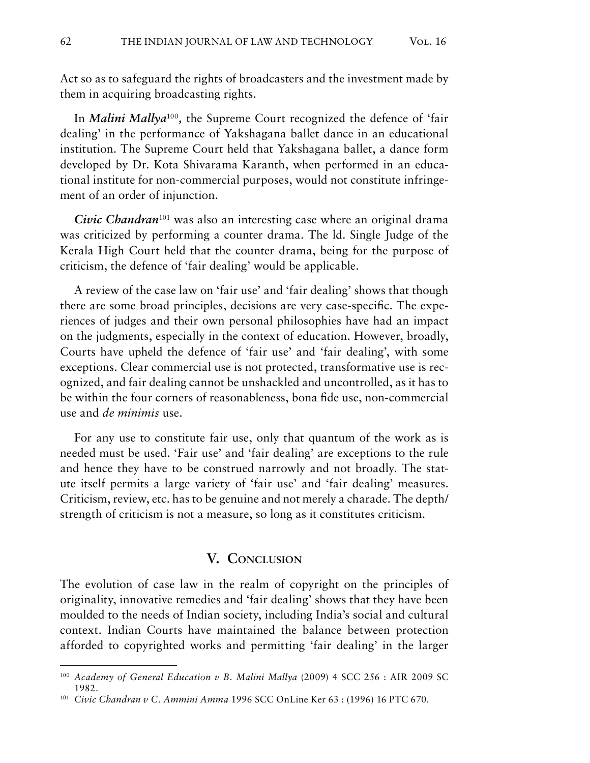Act so as to safeguard the rights of broadcasters and the investment made by them in acquiring broadcasting rights.

In ***Malini Mallya***[100], the Supreme Court recognized the defence of 'fair dealing' in the performance of Yakshagana ballet dance in an educational institution. The Supreme Court held that Yakshagana ballet, a dance form developed by Dr. Kota Shivarama Karanth, when performed in an educational institute for non-commercial purposes, would not constitute infringement of an order of injunction.

***Civic Chandran***[101] was also an interesting case where an original drama was criticized by performing a counter drama. The ld. Single Judge of the Kerala High Court held that the counter drama, being for the purpose of criticism, the defence of 'fair dealing' would be applicable.

A review of the case law on 'fair use' and 'fair dealing' shows that though there are some broad principles, decisions are very case-specific. The experiences of judges and their own personal philosophies have had an impact on the judgments, especially in the context of education. However, broadly, Courts have upheld the defence of 'fair use' and 'fair dealing', with some exceptions. Clear commercial use is not protected, transformative use is recognized, and fair dealing cannot be unshackled and uncontrolled, as it has to be within the four corners of reasonableness, bona fide use, non-commercial use and *de minimis* use.

For any use to constitute fair use, only that quantum of the work as is needed must be used. 'Fair use' and 'fair dealing' are exceptions to the rule and hence they have to be construed narrowly and not broadly. The statute itself permits a large variety of 'fair use' and 'fair dealing' measures. Criticism, review, etc. has to be genuine and not merely a charade. The depth/strength of criticism is not a measure, so long as it constitutes criticism.

## V. Conclusion

The evolution of case law in the realm of copyright on the principles of originality, innovative remedies and 'fair dealing' shows that they have been moulded to the needs of Indian society, including India's social and cultural context. Indian Courts have maintained the balance between protection afforded to copyrighted works and permitting 'fair dealing' in the larger

---

[100] *Academy of General Education v B. Malini Mallya* (2009) 4 SCC 256 : AIR 2009 SC 1982.

[101] *Civic Chandran v C. Ammini Amma* 1996 SCC OnLine Ker 63 : (1996) 16 PTC 670.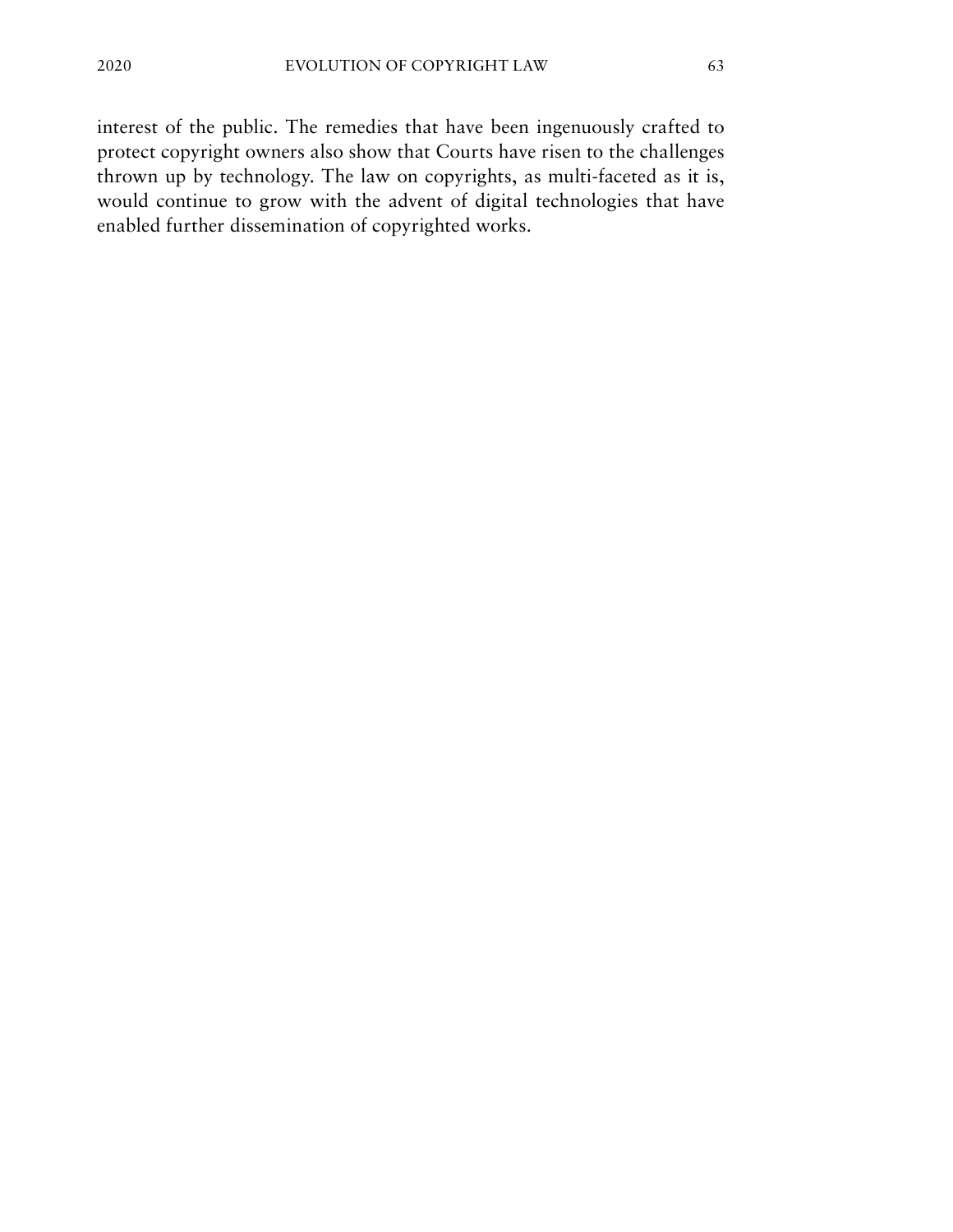interest of the public. The remedies that have been ingenuously crafted to protect copyright owners also show that Courts have risen to the challenges thrown up by technology. The law on copyrights, as multi-faceted as it is, would continue to grow with the advent of digital technologies that have enabled further dissemination of copyrighted works.